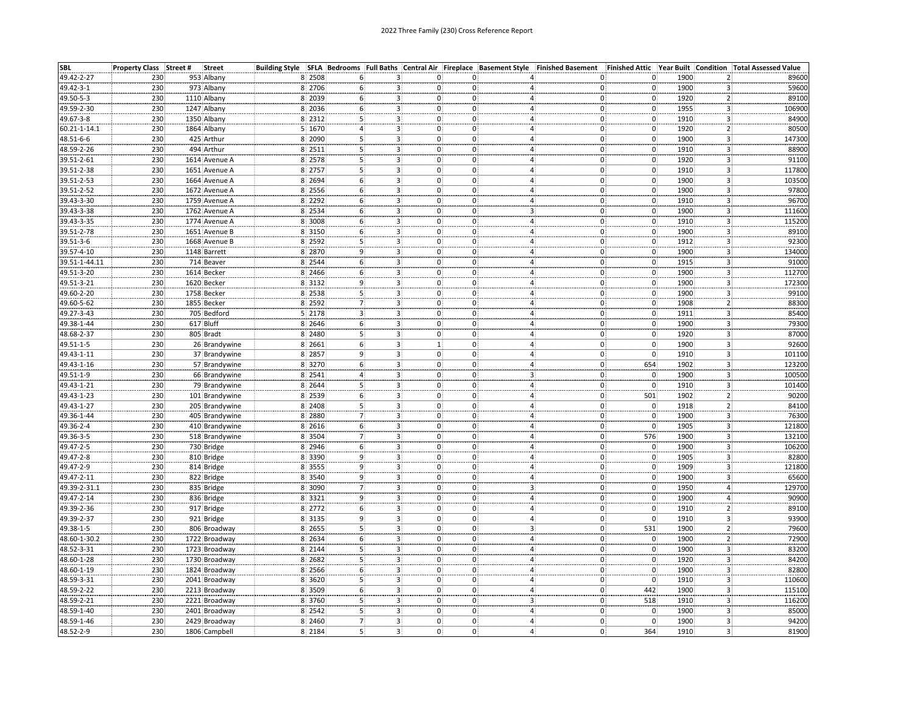2022 Three Family (230) Cross Reference Report

| SBL | Property Class | Street # | Street | Building Style | SFLA | Bedrooms | Full Baths | Central Air | Fireplace | Basement Style | Finished Basement | Finished Attic | Year Built | Condition | Total Assessed Value |
|---|---|---|---|---|---|---|---|---|---|---|---|---|---|---|---|
| 49.42-2-27 | 230 | 953 | Albany | 8 | 2508 | 6 | 3 | 0 | 0 | 4 | 0 | 0 | 1900 | 2 | 89600 |
| 49.42-3-1 | 230 | 973 | Albany | 8 | 2706 | 6 | 3 | 0 | 0 | 4 | 0 | 0 | 1900 | 3 | 59600 |
| 49.50-5-3 | 230 | 1110 | Albany | 8 | 2039 | 6 | 3 | 0 | 0 | 4 | 0 | 0 | 1920 | 2 | 89100 |
| 49.59-2-30 | 230 | 1247 | Albany | 8 | 2036 | 6 | 3 | 0 | 0 | 4 | 0 | 0 | 1955 | 3 | 106900 |
| 49.67-3-8 | 230 | 1350 | Albany | 8 | 2312 | 5 | 3 | 0 | 0 | 4 | 0 | 0 | 1910 | 3 | 84900 |
| 60.21-1-14.1 | 230 | 1864 | Albany | 5 | 1670 | 4 | 3 | 0 | 0 | 4 | 0 | 0 | 1920 | 2 | 80500 |
| 48.51-6-6 | 230 | 425 | Arthur | 8 | 2090 | 5 | 3 | 0 | 0 | 4 | 0 | 0 | 1900 | 3 | 147300 |
| 48.59-2-26 | 230 | 494 | Arthur | 8 | 2511 | 5 | 3 | 0 | 0 | 4 | 0 | 0 | 1910 | 3 | 88900 |
| 39.51-2-61 | 230 | 1614 | Avenue A | 8 | 2578 | 5 | 3 | 0 | 0 | 4 | 0 | 0 | 1920 | 3 | 91100 |
| 39.51-2-38 | 230 | 1651 | Avenue A | 8 | 2757 | 5 | 3 | 0 | 0 | 4 | 0 | 0 | 1910 | 3 | 117800 |
| 39.51-2-53 | 230 | 1664 | Avenue A | 8 | 2694 | 6 | 3 | 0 | 0 | 4 | 0 | 0 | 1900 | 3 | 103500 |
| 39.51-2-52 | 230 | 1672 | Avenue A | 8 | 2556 | 6 | 3 | 0 | 0 | 4 | 0 | 0 | 1900 | 3 | 97800 |
| 39.43-3-30 | 230 | 1759 | Avenue A | 8 | 2292 | 6 | 3 | 0 | 0 | 4 | 0 | 0 | 1910 | 3 | 96700 |
| 39.43-3-38 | 230 | 1762 | Avenue A | 8 | 2534 | 6 | 3 | 0 | 0 | 3 | 0 | 0 | 1900 | 3 | 111600 |
| 39.43-3-35 | 230 | 1774 | Avenue A | 8 | 3008 | 6 | 3 | 0 | 0 | 4 | 0 | 0 | 1910 | 3 | 115200 |
| 39.51-2-78 | 230 | 1651 | Avenue B | 8 | 3150 | 6 | 3 | 0 | 0 | 4 | 0 | 0 | 1900 | 3 | 89100 |
| 39.51-3-6 | 230 | 1668 | Avenue B | 8 | 2592 | 5 | 3 | 0 | 0 | 4 | 0 | 0 | 1912 | 3 | 92300 |
| 39.57-4-10 | 230 | 1148 | Barrett | 8 | 2870 | 9 | 3 | 0 | 0 | 4 | 0 | 0 | 1900 | 3 | 134000 |
| 39.51-1-44.11 | 230 | 714 | Beaver | 8 | 2544 | 6 | 3 | 0 | 0 | 4 | 0 | 0 | 1915 | 3 | 91000 |
| 49.51-3-20 | 230 | 1614 | Becker | 8 | 2466 | 6 | 3 | 0 | 0 | 4 | 0 | 0 | 1900 | 3 | 112700 |
| 49.51-3-21 | 230 | 1620 | Becker | 8 | 3132 | 9 | 3 | 0 | 0 | 4 | 0 | 0 | 1900 | 3 | 172300 |
| 49.60-2-20 | 230 | 1758 | Becker | 8 | 2538 | 5 | 3 | 0 | 0 | 4 | 0 | 0 | 1900 | 3 | 99100 |
| 49.60-5-62 | 230 | 1855 | Becker | 8 | 2592 | 7 | 3 | 0 | 0 | 4 | 0 | 0 | 1908 | 2 | 88300 |
| 49.27-3-43 | 230 | 705 | Bedford | 5 | 2178 | 3 | 3 | 0 | 0 | 4 | 0 | 0 | 1911 | 3 | 85400 |
| 49.38-1-44 | 230 | 617 | Bluff | 8 | 2646 | 6 | 3 | 0 | 0 | 4 | 0 | 0 | 1900 | 3 | 79300 |
| 48.68-2-37 | 230 | 805 | Bradt | 8 | 2480 | 5 | 3 | 0 | 0 | 4 | 0 | 0 | 1920 | 3 | 87000 |
| 49.51-1-5 | 230 | 26 | Brandywine | 8 | 2661 | 6 | 3 | 1 | 0 | 4 | 0 | 0 | 1900 | 3 | 92600 |
| 49.43-1-11 | 230 | 37 | Brandywine | 8 | 2857 | 9 | 3 | 0 | 0 | 4 | 0 | 0 | 1910 | 3 | 101100 |
| 49.43-1-16 | 230 | 57 | Brandywine | 8 | 3270 | 6 | 3 | 0 | 0 | 4 | 0 | 654 | 1902 | 3 | 123200 |
| 49.51-1-9 | 230 | 66 | Brandywine | 8 | 2541 | 4 | 3 | 0 | 0 | 3 | 0 | 0 | 1900 | 3 | 100500 |
| 49.43-1-21 | 230 | 79 | Brandywine | 8 | 2644 | 5 | 3 | 0 | 0 | 4 | 0 | 0 | 1910 | 3 | 101400 |
| 49.43-1-23 | 230 | 101 | Brandywine | 8 | 2539 | 6 | 3 | 0 | 0 | 4 | 0 | 501 | 1902 | 2 | 90200 |
| 49.43-1-27 | 230 | 205 | Brandywine | 8 | 2408 | 5 | 3 | 0 | 0 | 4 | 0 | 0 | 1918 | 2 | 84100 |
| 49.36-1-44 | 230 | 405 | Brandywine | 8 | 2880 | 7 | 3 | 0 | 0 | 4 | 0 | 0 | 1900 | 3 | 76300 |
| 49.36-2-4 | 230 | 410 | Brandywine | 8 | 2616 | 6 | 3 | 0 | 0 | 4 | 0 | 0 | 1905 | 3 | 121800 |
| 49.36-3-5 | 230 | 518 | Brandywine | 8 | 3504 | 7 | 3 | 0 | 0 | 4 | 0 | 576 | 1900 | 3 | 132100 |
| 49.47-2-5 | 230 | 730 | Bridge | 8 | 2946 | 6 | 3 | 0 | 0 | 4 | 0 | 0 | 1900 | 3 | 106200 |
| 49.47-2-8 | 230 | 810 | Bridge | 8 | 3390 | 9 | 3 | 0 | 0 | 4 | 0 | 0 | 1905 | 3 | 82800 |
| 49.47-2-9 | 230 | 814 | Bridge | 8 | 3555 | 9 | 3 | 0 | 0 | 4 | 0 | 0 | 1909 | 3 | 121800 |
| 49.47-2-11 | 230 | 822 | Bridge | 8 | 3540 | 9 | 3 | 0 | 0 | 4 | 0 | 0 | 1900 | 3 | 65600 |
| 49.39-2-31.1 | 230 | 835 | Bridge | 8 | 3090 | 7 | 3 | 0 | 0 | 3 | 0 | 0 | 1950 | 4 | 129700 |
| 49.47-2-14 | 230 | 836 | Bridge | 8 | 3321 | 9 | 3 | 0 | 0 | 4 | 0 | 0 | 1900 | 4 | 90900 |
| 49.39-2-36 | 230 | 917 | Bridge | 8 | 2772 | 6 | 3 | 0 | 0 | 4 | 0 | 0 | 1910 | 2 | 89100 |
| 49.39-2-37 | 230 | 921 | Bridge | 8 | 3135 | 9 | 3 | 0 | 0 | 4 | 0 | 0 | 1910 | 3 | 93900 |
| 49.38-1-5 | 230 | 806 | Broadway | 8 | 2655 | 5 | 3 | 0 | 0 | 3 | 0 | 531 | 1900 | 2 | 79600 |
| 48.60-1-30.2 | 230 | 1722 | Broadway | 8 | 2634 | 6 | 3 | 0 | 0 | 4 | 0 | 0 | 1900 | 2 | 72900 |
| 48.52-3-31 | 230 | 1723 | Broadway | 8 | 2144 | 5 | 3 | 0 | 0 | 4 | 0 | 0 | 1900 | 3 | 83200 |
| 48.60-1-28 | 230 | 1730 | Broadway | 8 | 2682 | 5 | 3 | 0 | 0 | 4 | 0 | 0 | 1920 | 3 | 84200 |
| 48.60-1-19 | 230 | 1824 | Broadway | 8 | 2566 | 6 | 3 | 0 | 0 | 4 | 0 | 0 | 1900 | 3 | 82800 |
| 48.59-3-31 | 230 | 2041 | Broadway | 8 | 3620 | 5 | 3 | 0 | 0 | 4 | 0 | 0 | 1910 | 3 | 110600 |
| 48.59-2-22 | 230 | 2213 | Broadway | 8 | 3509 | 6 | 3 | 0 | 0 | 4 | 0 | 442 | 1900 | 3 | 115100 |
| 48.59-2-21 | 230 | 2221 | Broadway | 8 | 3760 | 5 | 3 | 0 | 0 | 3 | 0 | 518 | 1910 | 3 | 116200 |
| 48.59-1-40 | 230 | 2401 | Broadway | 8 | 2542 | 5 | 3 | 0 | 0 | 4 | 0 | 0 | 1900 | 3 | 85000 |
| 48.59-1-46 | 230 | 2429 | Broadway | 8 | 2460 | 7 | 3 | 0 | 0 | 4 | 0 | 0 | 1900 | 3 | 94200 |
| 48.52-2-9 | 230 | 1806 | Campbell | 8 | 2184 | 5 | 3 | 0 | 0 | 4 | 0 | 364 | 1910 | 3 | 81900 |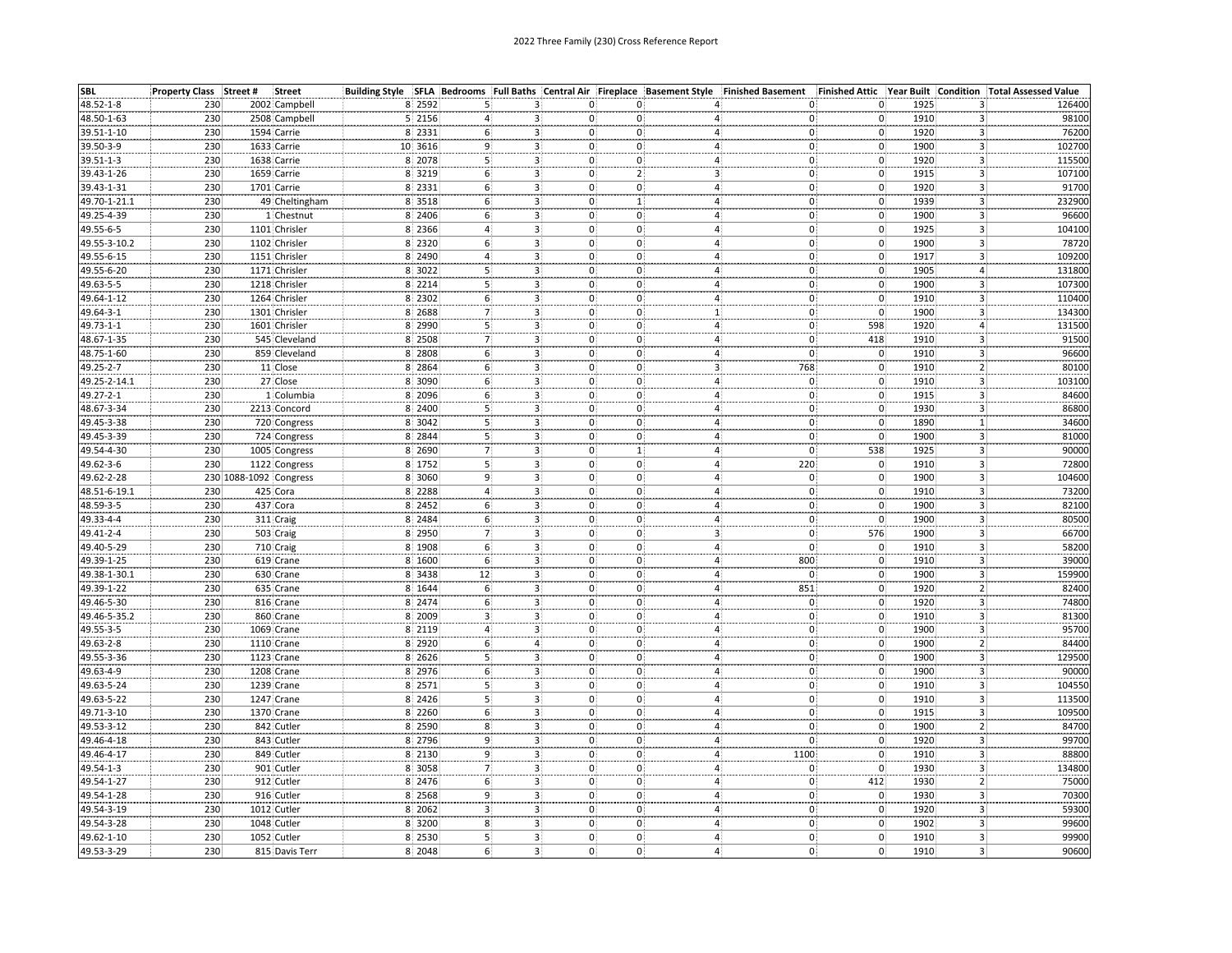2022 Three Family (230) Cross Reference Report

| SBL | Property Class | Street # | Street | Building Style | SFLA | Bedrooms | Full Baths | Central Air | Fireplace | Basement Style | Finished Basement | Finished Attic | Year Built | Condition | Total Assessed Value |
|---|---|---|---|---|---|---|---|---|---|---|---|---|---|---|---|
| 48.52-1-8 | 230 | 2002 | Campbell | 8 | 2592 | 5 | 3 | 0 | 0 | 4 | 0 | 0 | 1925 | 3 | 126400 |
| 48.50-1-63 | 230 | 2508 | Campbell | 5 | 2156 | 4 | 3 | 0 | 0 | 4 | 0 | 0 | 1910 | 3 | 98100 |
| 39.51-1-10 | 230 | 1594 | Carrie | 8 | 2331 | 6 | 3 | 0 | 0 | 4 | 0 | 0 | 1920 | 3 | 76200 |
| 39.50-3-9 | 230 | 1633 | Carrie | 10 | 3616 | 9 | 3 | 0 | 0 | 4 | 0 | 0 | 1900 | 3 | 102700 |
| 39.51-1-3 | 230 | 1638 | Carrie | 8 | 2078 | 5 | 3 | 0 | 0 | 4 | 0 | 0 | 1920 | 3 | 115500 |
| 39.43-1-26 | 230 | 1659 | Carrie | 8 | 3219 | 6 | 3 | 0 | 2 | 3 | 0 | 0 | 1915 | 3 | 107100 |
| 39.43-1-31 | 230 | 1701 | Carrie | 8 | 2331 | 6 | 3 | 0 | 0 | 4 | 0 | 0 | 1920 | 3 | 91700 |
| 49.70-1-21.1 | 230 | 49 | Cheltingham | 8 | 3518 | 6 | 3 | 0 | 1 | 4 | 0 | 0 | 1939 | 3 | 232900 |
| 49.25-4-39 | 230 | 1 | Chestnut | 8 | 2406 | 6 | 3 | 0 | 0 | 4 | 0 | 0 | 1900 | 3 | 96600 |
| 49.55-6-5 | 230 | 1101 | Chrisler | 8 | 2366 | 4 | 3 | 0 | 0 | 4 | 0 | 0 | 1925 | 3 | 104100 |
| 49.55-3-10.2 | 230 | 1102 | Chrisler | 8 | 2320 | 6 | 3 | 0 | 0 | 4 | 0 | 0 | 1900 | 3 | 78720 |
| 49.55-6-15 | 230 | 1151 | Chrisler | 8 | 2490 | 4 | 3 | 0 | 0 | 4 | 0 | 0 | 1917 | 3 | 109200 |
| 49.55-6-20 | 230 | 1171 | Chrisler | 8 | 3022 | 5 | 3 | 0 | 0 | 4 | 0 | 0 | 1905 | 4 | 131800 |
| 49.63-5-5 | 230 | 1218 | Chrisler | 8 | 2214 | 5 | 3 | 0 | 0 | 4 | 0 | 0 | 1900 | 3 | 107300 |
| 49.64-1-12 | 230 | 1264 | Chrisler | 8 | 2302 | 6 | 3 | 0 | 0 | 4 | 0 | 0 | 1910 | 3 | 110400 |
| 49.64-3-1 | 230 | 1301 | Chrisler | 8 | 2688 | 7 | 3 | 0 | 0 | 1 | 0 | 0 | 1900 | 3 | 134300 |
| 49.73-1-1 | 230 | 1601 | Chrisler | 8 | 2990 | 5 | 3 | 0 | 0 | 4 | 0 | 598 | 1920 | 4 | 131500 |
| 48.67-1-35 | 230 | 545 | Cleveland | 8 | 2508 | 7 | 3 | 0 | 0 | 4 | 0 | 418 | 1910 | 3 | 91500 |
| 48.75-1-60 | 230 | 859 | Cleveland | 8 | 2808 | 6 | 3 | 0 | 0 | 4 | 0 | 0 | 1910 | 3 | 96600 |
| 49.25-2-7 | 230 | 11 | Close | 8 | 2864 | 6 | 3 | 0 | 0 | 3 | 768 | 0 | 1910 | 2 | 80100 |
| 49.25-2-14.1 | 230 | 27 | Close | 8 | 3090 | 6 | 3 | 0 | 0 | 4 | 0 | 0 | 1910 | 3 | 103100 |
| 49.27-2-1 | 230 | 1 | Columbia | 8 | 2096 | 6 | 3 | 0 | 0 | 4 | 0 | 0 | 1915 | 3 | 84600 |
| 48.67-3-34 | 230 | 2213 | Concord | 8 | 2400 | 5 | 3 | 0 | 0 | 4 | 0 | 0 | 1930 | 3 | 86800 |
| 49.45-3-38 | 230 | 720 | Congress | 8 | 3042 | 5 | 3 | 0 | 0 | 4 | 0 | 0 | 1890 | 1 | 34600 |
| 49.45-3-39 | 230 | 724 | Congress | 8 | 2844 | 5 | 3 | 0 | 0 | 4 | 0 | 0 | 1900 | 3 | 81000 |
| 49.54-4-30 | 230 | 1005 | Congress | 8 | 2690 | 7 | 3 | 0 | 1 | 4 | 0 | 538 | 1925 | 3 | 90000 |
| 49.62-3-6 | 230 | 1122 | Congress | 8 | 1752 | 5 | 3 | 0 | 0 | 4 | 220 | 0 | 1910 | 3 | 72800 |
| 49.62-2-28 | 230 | 1088-1092 | Congress | 8 | 3060 | 9 | 3 | 0 | 0 | 4 | 0 | 0 | 1900 | 3 | 104600 |
| 48.51-6-19.1 | 230 | 425 | Cora | 8 | 2288 | 4 | 3 | 0 | 0 | 4 | 0 | 0 | 1910 | 3 | 73200 |
| 48.59-3-5 | 230 | 437 | Cora | 8 | 2452 | 6 | 3 | 0 | 0 | 4 | 0 | 0 | 1900 | 3 | 82100 |
| 49.33-4-4 | 230 | 311 | Craig | 8 | 2484 | 6 | 3 | 0 | 0 | 4 | 0 | 0 | 1900 | 3 | 80500 |
| 49.41-2-4 | 230 | 503 | Craig | 8 | 2950 | 7 | 3 | 0 | 0 | 3 | 0 | 576 | 1900 | 3 | 66700 |
| 49.40-5-29 | 230 | 710 | Craig | 8 | 1908 | 6 | 3 | 0 | 0 | 4 | 0 | 0 | 1910 | 3 | 58200 |
| 49.39-1-25 | 230 | 619 | Crane | 8 | 1600 | 6 | 3 | 0 | 0 | 4 | 800 | 0 | 1910 | 3 | 39000 |
| 49.38-1-30.1 | 230 | 630 | Crane | 8 | 3438 | 12 | 3 | 0 | 0 | 4 | 0 | 0 | 1900 | 3 | 159900 |
| 49.39-1-22 | 230 | 635 | Crane | 8 | 1644 | 6 | 3 | 0 | 0 | 4 | 851 | 0 | 1920 | 2 | 82400 |
| 49.46-5-30 | 230 | 816 | Crane | 8 | 2474 | 6 | 3 | 0 | 0 | 4 | 0 | 0 | 1920 | 3 | 74800 |
| 49.46-5-35.2 | 230 | 860 | Crane | 8 | 2009 | 3 | 3 | 0 | 0 | 4 | 0 | 0 | 1910 | 3 | 81300 |
| 49.55-3-5 | 230 | 1069 | Crane | 8 | 2119 | 4 | 3 | 0 | 0 | 4 | 0 | 0 | 1900 | 3 | 95700 |
| 49.63-2-8 | 230 | 1110 | Crane | 8 | 2920 | 6 | 4 | 0 | 0 | 4 | 0 | 0 | 1900 | 2 | 84400 |
| 49.55-3-36 | 230 | 1123 | Crane | 8 | 2626 | 5 | 3 | 0 | 0 | 4 | 0 | 0 | 1900 | 3 | 129500 |
| 49.63-4-9 | 230 | 1208 | Crane | 8 | 2976 | 6 | 3 | 0 | 0 | 4 | 0 | 0 | 1900 | 3 | 90000 |
| 49.63-5-24 | 230 | 1239 | Crane | 8 | 2571 | 5 | 3 | 0 | 0 | 4 | 0 | 0 | 1910 | 3 | 104550 |
| 49.63-5-22 | 230 | 1247 | Crane | 8 | 2426 | 5 | 3 | 0 | 0 | 4 | 0 | 0 | 1910 | 3 | 113500 |
| 49.71-3-10 | 230 | 1370 | Crane | 8 | 2260 | 6 | 3 | 0 | 0 | 4 | 0 | 0 | 1915 | 3 | 109500 |
| 49.53-3-12 | 230 | 842 | Cutler | 8 | 2590 | 8 | 3 | 0 | 0 | 4 | 0 | 0 | 1900 | 2 | 84700 |
| 49.46-4-18 | 230 | 843 | Cutler | 8 | 2796 | 9 | 3 | 0 | 0 | 4 | 0 | 0 | 1920 | 3 | 99700 |
| 49.46-4-17 | 230 | 849 | Cutler | 8 | 2130 | 9 | 3 | 0 | 0 | 4 | 1100 | 0 | 1910 | 3 | 88800 |
| 49.54-1-3 | 230 | 901 | Cutler | 8 | 3058 | 7 | 3 | 0 | 0 | 4 | 0 | 0 | 1930 | 3 | 134800 |
| 49.54-1-27 | 230 | 912 | Cutler | 8 | 2476 | 6 | 3 | 0 | 0 | 4 | 0 | 412 | 1930 | 2 | 75000 |
| 49.54-1-28 | 230 | 916 | Cutler | 8 | 2568 | 9 | 3 | 0 | 0 | 4 | 0 | 0 | 1930 | 3 | 70300 |
| 49.54-3-19 | 230 | 1012 | Cutler | 8 | 2062 | 3 | 3 | 0 | 0 | 4 | 0 | 0 | 1920 | 3 | 59300 |
| 49.54-3-28 | 230 | 1048 | Cutler | 8 | 3200 | 8 | 3 | 0 | 0 | 4 | 0 | 0 | 1902 | 3 | 99600 |
| 49.62-1-10 | 230 | 1052 | Cutler | 8 | 2530 | 5 | 3 | 0 | 0 | 4 | 0 | 0 | 1910 | 3 | 99900 |
| 49.53-3-29 | 230 | 815 | Davis Terr | 8 | 2048 | 6 | 3 | 0 | 0 | 4 | 0 | 0 | 1910 | 3 | 90600 |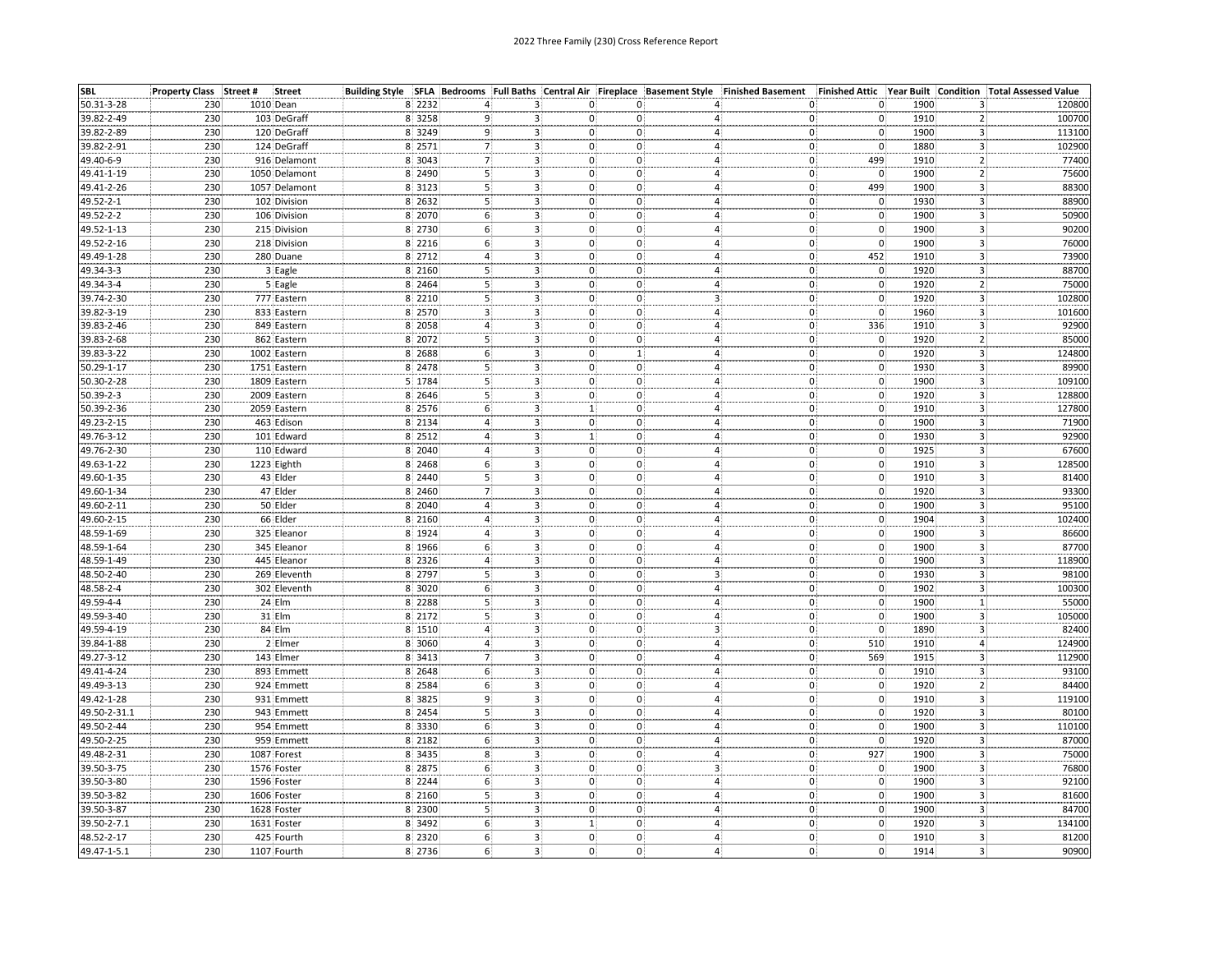2022 Three Family (230) Cross Reference Report

| SBL | Property Class | Street # | Street | Building Style | SFLA | Bedrooms | Full Baths | Central Air | Fireplace | Basement Style | Finished Basement | Finished Attic | Year Built | Condition | Total Assessed Value |
|---|---|---|---|---|---|---|---|---|---|---|---|---|---|---|---|
| 50.31-3-28 | 230 | 1010 | Dean | 8 | 2232 | 4 | 3 | 0 | 0 | 4 | 0 | 0 | 1900 | 3 | 120800 |
| 39.82-2-49 | 230 | 103 | DeGraff | 8 | 3258 | 9 | 3 | 0 | 0 | 4 | 0 | 0 | 1910 | 2 | 100700 |
| 39.82-2-89 | 230 | 120 | DeGraff | 8 | 3249 | 9 | 3 | 0 | 0 | 4 | 0 | 0 | 1900 | 3 | 113100 |
| 39.82-2-91 | 230 | 124 | DeGraff | 8 | 2571 | 7 | 3 | 0 | 0 | 4 | 0 | 0 | 1880 | 3 | 102900 |
| 49.40-6-9 | 230 | 916 | Delamont | 8 | 3043 | 7 | 3 | 0 | 0 | 4 | 0 | 499 | 1910 | 2 | 77400 |
| 49.41-1-19 | 230 | 1050 | Delamont | 8 | 2490 | 5 | 3 | 0 | 0 | 4 | 0 | 0 | 1900 | 2 | 75600 |
| 49.41-2-26 | 230 | 1057 | Delamont | 8 | 3123 | 5 | 3 | 0 | 0 | 4 | 0 | 499 | 1900 | 3 | 88300 |
| 49.52-2-1 | 230 | 102 | Division | 8 | 2632 | 5 | 3 | 0 | 0 | 4 | 0 | 0 | 1930 | 3 | 88900 |
| 49.52-2-2 | 230 | 106 | Division | 8 | 2070 | 6 | 3 | 0 | 0 | 4 | 0 | 0 | 1900 | 3 | 50900 |
| 49.52-1-13 | 230 | 215 | Division | 8 | 2730 | 6 | 3 | 0 | 0 | 4 | 0 | 0 | 1900 | 3 | 90200 |
| 49.52-2-16 | 230 | 218 | Division | 8 | 2216 | 6 | 3 | 0 | 0 | 4 | 0 | 0 | 1900 | 3 | 76000 |
| 49.49-1-28 | 230 | 280 | Duane | 8 | 2712 | 4 | 3 | 0 | 0 | 4 | 0 | 452 | 1910 | 3 | 73900 |
| 49.34-3-3 | 230 | 3 | Eagle | 8 | 2160 | 5 | 3 | 0 | 0 | 4 | 0 | 0 | 1920 | 3 | 88700 |
| 49.34-3-4 | 230 | 5 | Eagle | 8 | 2464 | 5 | 3 | 0 | 0 | 4 | 0 | 0 | 1920 | 2 | 75000 |
| 39.74-2-30 | 230 | 777 | Eastern | 8 | 2210 | 5 | 3 | 0 | 0 | 3 | 0 | 0 | 1920 | 3 | 102800 |
| 39.82-3-19 | 230 | 833 | Eastern | 8 | 2570 | 3 | 3 | 0 | 0 | 4 | 0 | 0 | 1960 | 3 | 101600 |
| 39.83-2-46 | 230 | 849 | Eastern | 8 | 2058 | 4 | 3 | 0 | 0 | 4 | 0 | 336 | 1910 | 3 | 92900 |
| 39.83-2-68 | 230 | 862 | Eastern | 8 | 2072 | 5 | 3 | 0 | 0 | 4 | 0 | 0 | 1920 | 2 | 85000 |
| 39.83-3-22 | 230 | 1002 | Eastern | 8 | 2688 | 6 | 3 | 0 | 1 | 4 | 0 | 0 | 1920 | 3 | 124800 |
| 50.29-1-17 | 230 | 1751 | Eastern | 8 | 2478 | 5 | 3 | 0 | 0 | 4 | 0 | 0 | 1930 | 3 | 89900 |
| 50.30-2-28 | 230 | 1809 | Eastern | 5 | 1784 | 5 | 3 | 0 | 0 | 4 | 0 | 0 | 1900 | 3 | 109100 |
| 50.39-2-3 | 230 | 2009 | Eastern | 8 | 2646 | 5 | 3 | 0 | 0 | 4 | 0 | 0 | 1920 | 3 | 128800 |
| 50.39-2-36 | 230 | 2059 | Eastern | 8 | 2576 | 6 | 3 | 1 | 0 | 4 | 0 | 0 | 1910 | 3 | 127800 |
| 49.23-2-15 | 230 | 463 | Edison | 8 | 2134 | 4 | 3 | 0 | 0 | 4 | 0 | 0 | 1900 | 3 | 71900 |
| 49.76-3-12 | 230 | 101 | Edward | 8 | 2512 | 4 | 3 | 1 | 0 | 4 | 0 | 0 | 1930 | 3 | 92900 |
| 49.76-2-30 | 230 | 110 | Edward | 8 | 2040 | 4 | 3 | 0 | 0 | 4 | 0 | 0 | 1925 | 3 | 67600 |
| 49.63-1-22 | 230 | 1223 | Eighth | 8 | 2468 | 6 | 3 | 0 | 0 | 4 | 0 | 0 | 1910 | 3 | 128500 |
| 49.60-1-35 | 230 | 43 | Elder | 8 | 2440 | 5 | 3 | 0 | 0 | 4 | 0 | 0 | 1910 | 3 | 81400 |
| 49.60-1-34 | 230 | 47 | Elder | 8 | 2460 | 7 | 3 | 0 | 0 | 4 | 0 | 0 | 1920 | 3 | 93300 |
| 49.60-2-11 | 230 | 50 | Elder | 8 | 2040 | 4 | 3 | 0 | 0 | 4 | 0 | 0 | 1900 | 3 | 95100 |
| 49.60-2-15 | 230 | 66 | Elder | 8 | 2160 | 4 | 3 | 0 | 0 | 4 | 0 | 0 | 1904 | 3 | 102400 |
| 48.59-1-69 | 230 | 325 | Eleanor | 8 | 1924 | 4 | 3 | 0 | 0 | 4 | 0 | 0 | 1900 | 3 | 86600 |
| 48.59-1-64 | 230 | 345 | Eleanor | 8 | 1966 | 6 | 3 | 0 | 0 | 4 | 0 | 0 | 1900 | 3 | 87700 |
| 48.59-1-49 | 230 | 445 | Eleanor | 8 | 2326 | 4 | 3 | 0 | 0 | 4 | 0 | 0 | 1900 | 3 | 118900 |
| 48.50-2-40 | 230 | 269 | Eleventh | 8 | 2797 | 5 | 3 | 0 | 0 | 3 | 0 | 0 | 1930 | 3 | 98100 |
| 48.58-2-4 | 230 | 302 | Eleventh | 8 | 3020 | 6 | 3 | 0 | 0 | 4 | 0 | 0 | 1902 | 3 | 100300 |
| 49.59-4-4 | 230 | 24 | Elm | 8 | 2288 | 5 | 3 | 0 | 0 | 4 | 0 | 0 | 1900 | 1 | 55000 |
| 49.59-3-40 | 230 | 31 | Elm | 8 | 2172 | 5 | 3 | 0 | 0 | 4 | 0 | 0 | 1900 | 3 | 105000 |
| 49.59-4-19 | 230 | 84 | Elm | 8 | 1510 | 4 | 3 | 0 | 0 | 3 | 0 | 0 | 1890 | 3 | 82400 |
| 39.84-1-88 | 230 | 2 | Elmer | 8 | 3060 | 4 | 3 | 0 | 0 | 4 | 0 | 510 | 1910 | 4 | 124900 |
| 49.27-3-12 | 230 | 143 | Elmer | 8 | 3413 | 7 | 3 | 0 | 0 | 4 | 0 | 569 | 1915 | 3 | 112900 |
| 49.41-4-24 | 230 | 893 | Emmett | 8 | 2648 | 6 | 3 | 0 | 0 | 4 | 0 | 0 | 1910 | 3 | 93100 |
| 49.49-3-13 | 230 | 924 | Emmett | 8 | 2584 | 6 | 3 | 0 | 0 | 4 | 0 | 0 | 1920 | 2 | 84400 |
| 49.42-1-28 | 230 | 931 | Emmett | 8 | 3825 | 9 | 3 | 0 | 0 | 4 | 0 | 0 | 1910 | 3 | 119100 |
| 49.50-2-31.1 | 230 | 943 | Emmett | 8 | 2454 | 5 | 3 | 0 | 0 | 4 | 0 | 0 | 1920 | 3 | 80100 |
| 49.50-2-44 | 230 | 954 | Emmett | 8 | 3330 | 6 | 3 | 0 | 0 | 4 | 0 | 0 | 1900 | 3 | 110100 |
| 49.50-2-25 | 230 | 959 | Emmett | 8 | 2182 | 6 | 3 | 0 | 0 | 4 | 0 | 0 | 1920 | 3 | 87000 |
| 49.48-2-31 | 230 | 1087 | Forest | 8 | 3435 | 8 | 3 | 0 | 0 | 4 | 0 | 927 | 1900 | 3 | 75000 |
| 39.50-3-75 | 230 | 1576 | Foster | 8 | 2875 | 6 | 3 | 0 | 0 | 3 | 0 | 0 | 1900 | 3 | 76800 |
| 39.50-3-80 | 230 | 1596 | Foster | 8 | 2244 | 6 | 3 | 0 | 0 | 4 | 0 | 0 | 1900 | 3 | 92100 |
| 39.50-3-82 | 230 | 1606 | Foster | 8 | 2160 | 5 | 3 | 0 | 0 | 4 | 0 | 0 | 1900 | 3 | 81600 |
| 39.50-3-87 | 230 | 1628 | Foster | 8 | 2300 | 5 | 3 | 0 | 0 | 4 | 0 | 0 | 1900 | 3 | 84700 |
| 39.50-2-7.1 | 230 | 1631 | Foster | 8 | 3492 | 6 | 3 | 1 | 0 | 4 | 0 | 0 | 1920 | 3 | 134100 |
| 48.52-2-17 | 230 | 425 | Fourth | 8 | 2320 | 6 | 3 | 0 | 0 | 4 | 0 | 0 | 1910 | 3 | 81200 |
| 49.47-1-5.1 | 230 | 1107 | Fourth | 8 | 2736 | 6 | 3 | 0 | 0 | 4 | 0 | 0 | 1914 | 3 | 90900 |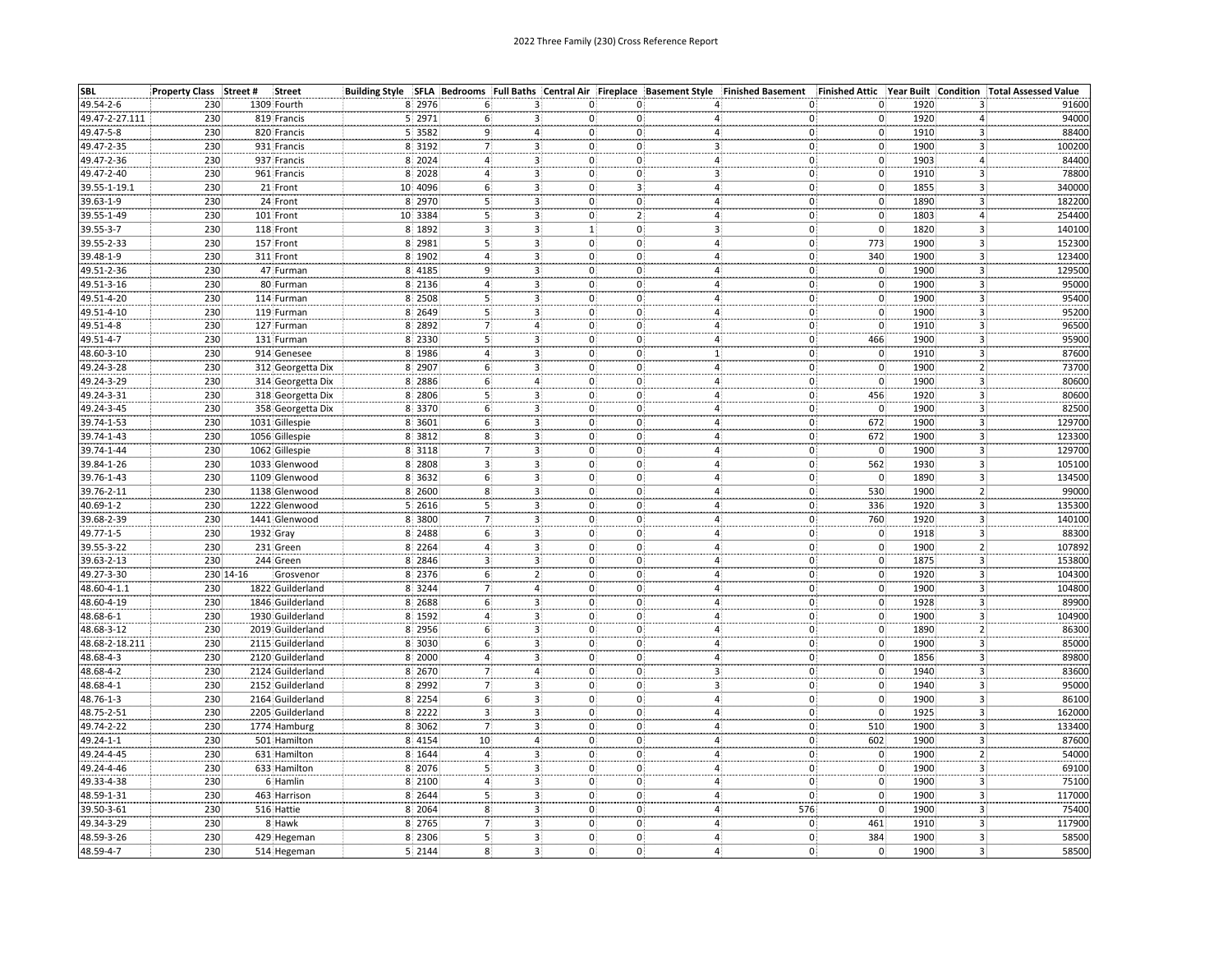# 2022 Three Family (230) Cross Reference Report

| SBL | Property Class | Street # | Street | Building Style | SFLA | Bedrooms | Full Baths | Central Air | Fireplace | Basement Style | Finished Basement | Finished Attic | Year Built | Condition | Total Assessed Value |
|---|---|---|---|---|---|---|---|---|---|---|---|---|---|---|---|
| 49.54-2-6 | 230 | 1309 | Fourth | 8 | 2976 | 6 | 3 | 0 | 0 | 4 | 0 | 0 | 1920 | 3 | 91600 |
| 49.47-2-27.111 | 230 | 819 | Francis | 5 | 2971 | 6 | 3 | 0 | 0 | 4 | 0 | 0 | 1920 | 4 | 94000 |
| 49.47-5-8 | 230 | 820 | Francis | 5 | 3582 | 9 | 4 | 0 | 0 | 4 | 0 | 0 | 1910 | 3 | 88400 |
| 49.47-2-35 | 230 | 931 | Francis | 8 | 3192 | 7 | 3 | 0 | 0 | 3 | 0 | 0 | 1900 | 3 | 100200 |
| 49.47-2-36 | 230 | 937 | Francis | 8 | 2024 | 4 | 3 | 0 | 0 | 4 | 0 | 0 | 1903 | 4 | 84400 |
| 49.47-2-40 | 230 | 961 | Francis | 8 | 2028 | 4 | 3 | 0 | 0 | 3 | 0 | 0 | 1910 | 3 | 78800 |
| 39.55-1-19.1 | 230 | 21 | Front | 10 | 4096 | 6 | 3 | 0 | 3 | 4 | 0 | 0 | 1855 | 3 | 340000 |
| 39.63-1-9 | 230 | 24 | Front | 8 | 2970 | 5 | 3 | 0 | 0 | 4 | 0 | 0 | 1890 | 3 | 182200 |
| 39.55-1-49 | 230 | 101 | Front | 10 | 3384 | 5 | 3 | 0 | 2 | 4 | 0 | 0 | 1803 | 4 | 254400 |
| 39.55-3-7 | 230 | 118 | Front | 8 | 1892 | 3 | 3 | 1 | 0 | 3 | 0 | 0 | 1820 | 3 | 140100 |
| 39.55-2-33 | 230 | 157 | Front | 8 | 2981 | 5 | 3 | 0 | 0 | 4 | 0 | 773 | 1900 | 3 | 152300 |
| 39.48-1-9 | 230 | 311 | Front | 8 | 1902 | 4 | 3 | 0 | 0 | 4 | 0 | 340 | 1900 | 3 | 123400 |
| 49.51-2-36 | 230 | 47 | Furman | 8 | 4185 | 9 | 3 | 0 | 0 | 4 | 0 | 0 | 1900 | 3 | 129500 |
| 49.51-3-16 | 230 | 80 | Furman | 8 | 2136 | 4 | 3 | 0 | 0 | 4 | 0 | 0 | 1900 | 3 | 95000 |
| 49.51-4-20 | 230 | 114 | Furman | 8 | 2508 | 5 | 3 | 0 | 0 | 4 | 0 | 0 | 1900 | 3 | 95400 |
| 49.51-4-10 | 230 | 119 | Furman | 8 | 2649 | 5 | 3 | 0 | 0 | 4 | 0 | 0 | 1900 | 3 | 95200 |
| 49.51-4-8 | 230 | 127 | Furman | 8 | 2892 | 7 | 4 | 0 | 0 | 4 | 0 | 0 | 1910 | 3 | 96500 |
| 49.51-4-7 | 230 | 131 | Furman | 8 | 2330 | 5 | 3 | 0 | 0 | 4 | 0 | 466 | 1900 | 3 | 95900 |
| 48.60-3-10 | 230 | 914 | Genesee | 8 | 1986 | 4 | 3 | 0 | 0 | 1 | 0 | 0 | 1910 | 3 | 87600 |
| 49.24-3-28 | 230 | 312 | Georgetta Dix | 8 | 2907 | 6 | 3 | 0 | 0 | 4 | 0 | 0 | 1900 | 2 | 73700 |
| 49.24-3-29 | 230 | 314 | Georgetta Dix | 8 | 2886 | 6 | 4 | 0 | 0 | 4 | 0 | 0 | 1900 | 3 | 80600 |
| 49.24-3-31 | 230 | 318 | Georgetta Dix | 8 | 2806 | 5 | 3 | 0 | 0 | 4 | 0 | 456 | 1920 | 3 | 80600 |
| 49.24-3-45 | 230 | 358 | Georgetta Dix | 8 | 3370 | 6 | 3 | 0 | 0 | 4 | 0 | 0 | 1900 | 3 | 82500 |
| 39.74-1-53 | 230 | 1031 | Gillespie | 8 | 3601 | 6 | 3 | 0 | 0 | 4 | 0 | 672 | 1900 | 3 | 129700 |
| 39.74-1-43 | 230 | 1056 | Gillespie | 8 | 3812 | 8 | 3 | 0 | 0 | 4 | 0 | 672 | 1900 | 3 | 123300 |
| 39.74-1-44 | 230 | 1062 | Gillespie | 8 | 3118 | 7 | 3 | 0 | 0 | 4 | 0 | 0 | 1900 | 3 | 129700 |
| 39.84-1-26 | 230 | 1033 | Glenwood | 8 | 2808 | 3 | 3 | 0 | 0 | 4 | 0 | 562 | 1930 | 3 | 105100 |
| 39.76-1-43 | 230 | 1109 | Glenwood | 8 | 3632 | 6 | 3 | 0 | 0 | 4 | 0 | 0 | 1890 | 3 | 134500 |
| 39.76-2-11 | 230 | 1138 | Glenwood | 8 | 2600 | 8 | 3 | 0 | 0 | 4 | 0 | 530 | 1900 | 2 | 99000 |
| 40.69-1-2 | 230 | 1222 | Glenwood | 5 | 2616 | 5 | 3 | 0 | 0 | 4 | 0 | 336 | 1920 | 3 | 135300 |
| 39.68-2-39 | 230 | 1441 | Glenwood | 8 | 3800 | 7 | 3 | 0 | 0 | 4 | 0 | 760 | 1920 | 3 | 140100 |
| 49.77-1-5 | 230 | 1932 | Gray | 8 | 2488 | 6 | 3 | 0 | 0 | 4 | 0 | 0 | 1918 | 3 | 88300 |
| 39.55-3-22 | 230 | 231 | Green | 8 | 2264 | 4 | 3 | 0 | 0 | 4 | 0 | 0 | 1900 | 2 | 107892 |
| 39.63-2-13 | 230 | 244 | Green | 8 | 2846 | 3 | 3 | 0 | 0 | 4 | 0 | 0 | 1875 | 3 | 153800 |
| 49.27-3-30 | 230 | 14-16 | Grosvenor | 8 | 2376 | 6 | 2 | 0 | 0 | 4 | 0 | 0 | 1920 | 3 | 104300 |
| 48.60-4-1.1 | 230 | 1822 | Guilderland | 8 | 3244 | 7 | 4 | 0 | 0 | 4 | 0 | 0 | 1900 | 3 | 104800 |
| 48.60-4-19 | 230 | 1846 | Guilderland | 8 | 2688 | 6 | 3 | 0 | 0 | 4 | 0 | 0 | 1928 | 3 | 89900 |
| 48.68-6-1 | 230 | 1930 | Guilderland | 8 | 1592 | 4 | 3 | 0 | 0 | 4 | 0 | 0 | 1900 | 3 | 104900 |
| 48.68-3-12 | 230 | 2019 | Guilderland | 8 | 2956 | 6 | 3 | 0 | 0 | 4 | 0 | 0 | 1890 | 2 | 86300 |
| 48.68-2-18.211 | 230 | 2115 | Guilderland | 8 | 3030 | 6 | 3 | 0 | 0 | 4 | 0 | 0 | 1900 | 3 | 85000 |
| 48.68-4-3 | 230 | 2120 | Guilderland | 8 | 2000 | 4 | 3 | 0 | 0 | 4 | 0 | 0 | 1856 | 3 | 89800 |
| 48.68-4-2 | 230 | 2124 | Guilderland | 8 | 2670 | 7 | 4 | 0 | 0 | 3 | 0 | 0 | 1940 | 3 | 83600 |
| 48.68-4-1 | 230 | 2152 | Guilderland | 8 | 2992 | 7 | 3 | 0 | 0 | 3 | 0 | 0 | 1940 | 3 | 95000 |
| 48.76-1-3 | 230 | 2164 | Guilderland | 8 | 2254 | 6 | 3 | 0 | 0 | 4 | 0 | 0 | 1900 | 3 | 86100 |
| 48.75-2-51 | 230 | 2205 | Guilderland | 8 | 2222 | 3 | 3 | 0 | 0 | 4 | 0 | 0 | 1925 | 3 | 162000 |
| 49.74-2-22 | 230 | 1774 | Hamburg | 8 | 3062 | 7 | 3 | 0 | 0 | 4 | 0 | 510 | 1900 | 3 | 133400 |
| 49.24-1-1 | 230 | 501 | Hamilton | 8 | 4154 | 10 | 4 | 0 | 0 | 4 | 0 | 602 | 1900 | 3 | 87600 |
| 49.24-4-45 | 230 | 631 | Hamilton | 8 | 1644 | 4 | 3 | 0 | 0 | 4 | 0 | 0 | 1900 | 2 | 54000 |
| 49.24-4-46 | 230 | 633 | Hamilton | 8 | 2076 | 5 | 3 | 0 | 0 | 4 | 0 | 0 | 1900 | 3 | 69100 |
| 49.33-4-38 | 230 | 6 | Hamlin | 8 | 2100 | 4 | 3 | 0 | 0 | 4 | 0 | 0 | 1900 | 3 | 75100 |
| 48.59-1-31 | 230 | 463 | Harrison | 8 | 2644 | 5 | 3 | 0 | 0 | 4 | 0 | 0 | 1900 | 3 | 117000 |
| 39.50-3-61 | 230 | 516 | Hattie | 8 | 2064 | 8 | 3 | 0 | 0 | 4 | 576 | 0 | 1900 | 3 | 75400 |
| 49.34-3-29 | 230 | 8 | Hawk | 8 | 2765 | 7 | 3 | 0 | 0 | 4 | 0 | 461 | 1910 | 3 | 117900 |
| 48.59-3-26 | 230 | 429 | Hegeman | 8 | 2306 | 5 | 3 | 0 | 0 | 4 | 0 | 384 | 1900 | 3 | 58500 |
| 48.59-4-7 | 230 | 514 | Hegeman | 5 | 2144 | 8 | 3 | 0 | 0 | 4 | 0 | 0 | 1900 | 3 | 58500 |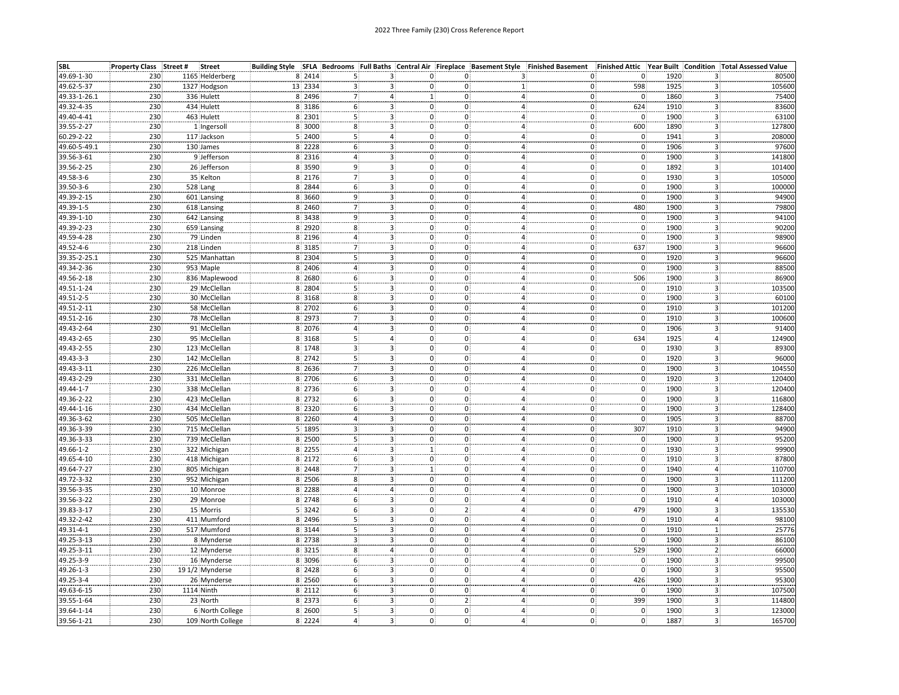# 2022 Three Family (230) Cross Reference Report

| SBL | Property Class | Street # | Street | Building Style | SFLA | Bedrooms | Full Baths | Central Air | Fireplace | Basement Style | Finished Basement | Finished Attic | Year Built | Condition | Total Assessed Value |
|---|---|---|---|---|---|---|---|---|---|---|---|---|---|---|---|
| 49.69-1-30 | 230 | 1165 | Helderberg | 8 | 2414 | 5 | 3 | 0 | 0 | 3 | 0 | 0 | 1920 | 3 | 80500 |
| 49.62-5-37 | 230 | 1327 | Hodgson | 13 | 2334 | 3 | 3 | 0 | 0 | 1 | 0 | 598 | 1925 | 3 | 105600 |
| 49.33-1-26.1 | 230 | 336 | Hulett | 8 | 2496 | 7 | 4 | 1 | 0 | 4 | 0 | 0 | 1860 | 3 | 75400 |
| 49.32-4-35 | 230 | 434 | Hulett | 8 | 3186 | 6 | 3 | 0 | 0 | 4 | 0 | 624 | 1910 | 3 | 83600 |
| 49.40-4-41 | 230 | 463 | Hulett | 8 | 2301 | 5 | 3 | 0 | 0 | 4 | 0 | 0 | 1900 | 3 | 63100 |
| 39.55-2-27 | 230 | 1 | Ingersoll | 8 | 3000 | 8 | 3 | 0 | 0 | 4 | 0 | 600 | 1890 | 3 | 127800 |
| 60.29-2-22 | 230 | 117 | Jackson | 5 | 2400 | 5 | 4 | 0 | 0 | 4 | 0 | 0 | 1941 | 3 | 208000 |
| 49.60-5-49.1 | 230 | 130 | James | 8 | 2228 | 6 | 3 | 0 | 0 | 4 | 0 | 0 | 1906 | 3 | 97600 |
| 39.56-3-61 | 230 | 9 | Jefferson | 8 | 2316 | 4 | 3 | 0 | 0 | 4 | 0 | 0 | 1900 | 3 | 141800 |
| 39.56-2-25 | 230 | 26 | Jefferson | 8 | 3590 | 9 | 3 | 0 | 0 | 4 | 0 | 0 | 1892 | 3 | 101400 |
| 49.58-3-6 | 230 | 35 | Kelton | 8 | 2176 | 7 | 3 | 0 | 0 | 4 | 0 | 0 | 1930 | 3 | 105000 |
| 39.50-3-6 | 230 | 528 | Lang | 8 | 2844 | 6 | 3 | 0 | 0 | 4 | 0 | 0 | 1900 | 3 | 100000 |
| 49.39-2-15 | 230 | 601 | Lansing | 8 | 3660 | 9 | 3 | 0 | 0 | 4 | 0 | 0 | 1900 | 3 | 94900 |
| 49.39-1-5 | 230 | 618 | Lansing | 8 | 2460 | 7 | 3 | 0 | 0 | 4 | 0 | 480 | 1900 | 3 | 79800 |
| 49.39-1-10 | 230 | 642 | Lansing | 8 | 3438 | 9 | 3 | 0 | 0 | 4 | 0 | 0 | 1900 | 3 | 94100 |
| 49.39-2-23 | 230 | 659 | Lansing | 8 | 2920 | 8 | 3 | 0 | 0 | 4 | 0 | 0 | 1900 | 3 | 90200 |
| 49.59-4-28 | 230 | 79 | Linden | 8 | 2196 | 4 | 3 | 0 | 0 | 4 | 0 | 0 | 1900 | 3 | 98900 |
| 49.52-4-6 | 230 | 218 | Linden | 8 | 3185 | 7 | 3 | 0 | 0 | 4 | 0 | 637 | 1900 | 3 | 96600 |
| 39.35-2-25.1 | 230 | 525 | Manhattan | 8 | 2304 | 5 | 3 | 0 | 0 | 4 | 0 | 0 | 1920 | 3 | 96600 |
| 49.34-2-36 | 230 | 953 | Maple | 8 | 2406 | 4 | 3 | 0 | 0 | 4 | 0 | 0 | 1900 | 3 | 88500 |
| 49.56-2-18 | 230 | 836 | Maplewood | 8 | 2680 | 6 | 3 | 0 | 0 | 4 | 0 | 506 | 1900 | 3 | 86900 |
| 49.51-1-24 | 230 | 29 | McClellan | 8 | 2804 | 5 | 3 | 0 | 0 | 4 | 0 | 0 | 1910 | 3 | 103500 |
| 49.51-2-5 | 230 | 30 | McClellan | 8 | 3168 | 8 | 3 | 0 | 0 | 4 | 0 | 0 | 1900 | 3 | 60100 |
| 49.51-2-11 | 230 | 58 | McClellan | 8 | 2702 | 6 | 3 | 0 | 0 | 4 | 0 | 0 | 1910 | 3 | 101200 |
| 49.51-2-16 | 230 | 78 | McClellan | 8 | 2973 | 7 | 3 | 0 | 0 | 4 | 0 | 0 | 1910 | 3 | 100600 |
| 49.43-2-64 | 230 | 91 | McClellan | 8 | 2076 | 4 | 3 | 0 | 0 | 4 | 0 | 0 | 1906 | 3 | 91400 |
| 49.43-2-65 | 230 | 95 | McClellan | 8 | 3168 | 5 | 4 | 0 | 0 | 4 | 0 | 634 | 1925 | 4 | 124900 |
| 49.43-2-55 | 230 | 123 | McClellan | 8 | 1748 | 3 | 3 | 0 | 0 | 4 | 0 | 0 | 1930 | 3 | 89300 |
| 49.43-3-3 | 230 | 142 | McClellan | 8 | 2742 | 5 | 3 | 0 | 0 | 4 | 0 | 0 | 1920 | 3 | 96000 |
| 49.43-3-11 | 230 | 226 | McClellan | 8 | 2636 | 7 | 3 | 0 | 0 | 4 | 0 | 0 | 1900 | 3 | 104550 |
| 49.43-2-29 | 230 | 331 | McClellan | 8 | 2706 | 6 | 3 | 0 | 0 | 4 | 0 | 0 | 1920 | 3 | 120400 |
| 49.44-1-7 | 230 | 338 | McClellan | 8 | 2736 | 6 | 3 | 0 | 0 | 4 | 0 | 0 | 1900 | 3 | 120400 |
| 49.36-2-22 | 230 | 423 | McClellan | 8 | 2732 | 6 | 3 | 0 | 0 | 4 | 0 | 0 | 1900 | 3 | 116800 |
| 49.44-1-16 | 230 | 434 | McClellan | 8 | 2320 | 6 | 3 | 0 | 0 | 4 | 0 | 0 | 1900 | 3 | 128400 |
| 49.36-3-62 | 230 | 505 | McClellan | 8 | 2260 | 4 | 3 | 0 | 0 | 4 | 0 | 0 | 1905 | 3 | 88700 |
| 49.36-3-39 | 230 | 715 | McClellan | 5 | 1895 | 3 | 3 | 0 | 0 | 4 | 0 | 307 | 1910 | 3 | 94900 |
| 49.36-3-33 | 230 | 739 | McClellan | 8 | 2500 | 5 | 3 | 0 | 0 | 4 | 0 | 0 | 1900 | 3 | 95200 |
| 49.66-1-2 | 230 | 322 | Michigan | 8 | 2255 | 4 | 3 | 1 | 0 | 4 | 0 | 0 | 1930 | 3 | 99900 |
| 49.65-4-10 | 230 | 418 | Michigan | 8 | 2172 | 6 | 3 | 0 | 0 | 4 | 0 | 0 | 1910 | 3 | 87800 |
| 49.64-7-27 | 230 | 805 | Michigan | 8 | 2448 | 7 | 3 | 1 | 0 | 4 | 0 | 0 | 1940 | 4 | 110700 |
| 49.72-3-32 | 230 | 952 | Michigan | 8 | 2506 | 8 | 3 | 0 | 0 | 4 | 0 | 0 | 1900 | 3 | 111200 |
| 39.56-3-35 | 230 | 10 | Monroe | 8 | 2288 | 4 | 4 | 0 | 0 | 4 | 0 | 0 | 1900 | 3 | 103000 |
| 39.56-3-22 | 230 | 29 | Monroe | 8 | 2748 | 6 | 3 | 0 | 0 | 4 | 0 | 0 | 1910 | 4 | 103000 |
| 39.83-3-17 | 230 | 15 | Morris | 5 | 3242 | 6 | 3 | 0 | 2 | 4 | 0 | 479 | 1900 | 3 | 135530 |
| 49.32-2-42 | 230 | 411 | Mumford | 8 | 2496 | 5 | 3 | 0 | 0 | 4 | 0 | 0 | 1910 | 4 | 98100 |
| 49.31-4-1 | 230 | 517 | Mumford | 8 | 3144 | 5 | 3 | 0 | 0 | 4 | 0 | 0 | 1910 | 1 | 25776 |
| 49.25-3-13 | 230 | 8 | Mynderse | 8 | 2738 | 3 | 3 | 0 | 0 | 4 | 0 | 0 | 1900 | 3 | 86100 |
| 49.25-3-11 | 230 | 12 | Mynderse | 8 | 3215 | 8 | 4 | 0 | 0 | 4 | 0 | 529 | 1900 | 2 | 66000 |
| 49.25-3-9 | 230 | 16 | Mynderse | 8 | 3096 | 6 | 3 | 0 | 0 | 4 | 0 | 0 | 1900 | 3 | 99500 |
| 49.26-1-3 | 230 | 19 1/2 | Mynderse | 8 | 2428 | 6 | 3 | 0 | 0 | 4 | 0 | 0 | 1900 | 3 | 95500 |
| 49.25-3-4 | 230 | 26 | Mynderse | 8 | 2560 | 6 | 3 | 0 | 0 | 4 | 0 | 426 | 1900 | 3 | 95300 |
| 49.63-6-15 | 230 | 1114 | Ninth | 8 | 2112 | 6 | 3 | 0 | 0 | 4 | 0 | 0 | 1900 | 3 | 107500 |
| 39.55-1-64 | 230 | 23 | North | 8 | 2373 | 6 | 3 | 0 | 2 | 4 | 0 | 399 | 1900 | 3 | 114800 |
| 39.64-1-14 | 230 | 6 | North College | 8 | 2600 | 5 | 3 | 0 | 0 | 4 | 0 | 0 | 1900 | 3 | 123000 |
| 39.56-1-21 | 230 | 109 | North College | 8 | 2224 | 4 | 3 | 0 | 0 | 4 | 0 | 0 | 1887 | 3 | 165700 |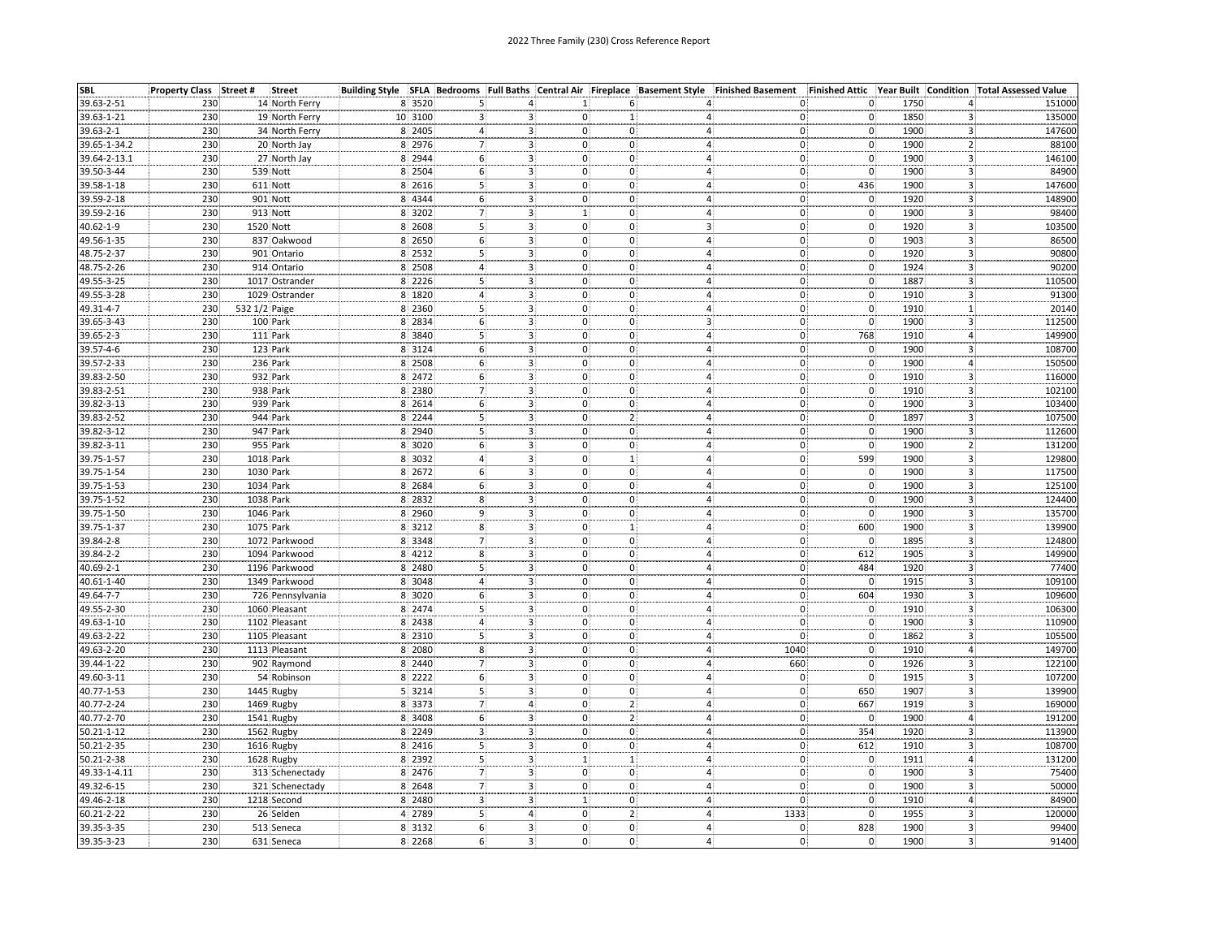2022 Three Family (230) Cross Reference Report

| SBL | Property Class | Street # | Street | Building Style | SFLA | Bedrooms | Full Baths | Central Air | Fireplace | Basement Style | Finished Basement | Finished Attic | Year Built | Condition | Total Assessed Value |
|---|---|---|---|---|---|---|---|---|---|---|---|---|---|---|---|
| 39.63-2-51 | 230 | 14 | North Ferry | 8 | 3520 | 5 | 4 | 1 | 6 | 4 | 0 | 0 | 1750 | 4 | 151000 |
| 39.63-1-21 | 230 | 19 | North Ferry | 10 | 3100 | 3 | 3 | 0 | 1 | 4 | 0 | 0 | 1850 | 3 | 135000 |
| 39.63-2-1 | 230 | 34 | North Ferry | 8 | 2405 | 4 | 3 | 0 | 0 | 4 | 0 | 0 | 1900 | 3 | 147600 |
| 39.65-1-34.2 | 230 | 20 | North Jay | 8 | 2976 | 7 | 3 | 0 | 0 | 4 | 0 | 0 | 1900 | 2 | 88100 |
| 39.64-2-13.1 | 230 | 27 | North Jay | 8 | 2944 | 6 | 3 | 0 | 0 | 4 | 0 | 0 | 1900 | 3 | 146100 |
| 39.50-3-44 | 230 | 539 | Nott | 8 | 2504 | 6 | 3 | 0 | 0 | 4 | 0 | 0 | 1900 | 3 | 84900 |
| 39.58-1-18 | 230 | 611 | Nott | 8 | 2616 | 5 | 3 | 0 | 0 | 4 | 0 | 436 | 1900 | 3 | 147600 |
| 39.59-2-18 | 230 | 901 | Nott | 8 | 4344 | 6 | 3 | 0 | 0 | 4 | 0 | 0 | 1920 | 3 | 148900 |
| 39.59-2-16 | 230 | 913 | Nott | 8 | 3202 | 7 | 3 | 1 | 0 | 4 | 0 | 0 | 1900 | 3 | 98400 |
| 40.62-1-9 | 230 | 1520 | Nott | 8 | 2608 | 5 | 3 | 0 | 0 | 3 | 0 | 0 | 1920 | 3 | 103500 |
| 49.56-1-35 | 230 | 837 | Oakwood | 8 | 2650 | 6 | 3 | 0 | 0 | 4 | 0 | 0 | 1903 | 3 | 86500 |
| 48.75-2-37 | 230 | 901 | Ontario | 8 | 2532 | 5 | 3 | 0 | 0 | 4 | 0 | 0 | 1920 | 3 | 90800 |
| 48.75-2-26 | 230 | 914 | Ontario | 8 | 2508 | 4 | 3 | 0 | 0 | 4 | 0 | 0 | 1924 | 3 | 90200 |
| 49.55-3-25 | 230 | 1017 | Ostrander | 8 | 2226 | 5 | 3 | 0 | 0 | 4 | 0 | 0 | 1887 | 3 | 110500 |
| 49.55-3-28 | 230 | 1029 | Ostrander | 8 | 1820 | 4 | 3 | 0 | 0 | 4 | 0 | 0 | 1910 | 3 | 91300 |
| 49.31-4-7 | 230 | 532 1/2 | Paige | 8 | 2360 | 5 | 3 | 0 | 0 | 4 | 0 | 0 | 1910 | 1 | 20140 |
| 39.65-3-43 | 230 | 100 | Park | 8 | 2834 | 6 | 3 | 0 | 0 | 3 | 0 | 0 | 1900 | 3 | 112500 |
| 39.65-2-3 | 230 | 111 | Park | 8 | 3840 | 5 | 3 | 0 | 0 | 4 | 0 | 768 | 1910 | 4 | 149900 |
| 39.57-4-6 | 230 | 123 | Park | 8 | 3124 | 6 | 3 | 0 | 0 | 4 | 0 | 0 | 1900 | 3 | 108700 |
| 39.57-2-33 | 230 | 236 | Park | 8 | 2508 | 6 | 3 | 0 | 0 | 4 | 0 | 0 | 1900 | 4 | 150500 |
| 39.83-2-50 | 230 | 932 | Park | 8 | 2472 | 6 | 3 | 0 | 0 | 4 | 0 | 0 | 1910 | 3 | 116000 |
| 39.83-2-51 | 230 | 938 | Park | 8 | 2380 | 7 | 3 | 0 | 0 | 4 | 0 | 0 | 1910 | 3 | 102100 |
| 39.82-3-13 | 230 | 939 | Park | 8 | 2614 | 6 | 3 | 0 | 0 | 4 | 0 | 0 | 1900 | 3 | 103400 |
| 39.83-2-52 | 230 | 944 | Park | 8 | 2244 | 5 | 3 | 0 | 2 | 4 | 0 | 0 | 1897 | 3 | 107500 |
| 39.82-3-12 | 230 | 947 | Park | 8 | 2940 | 5 | 3 | 0 | 0 | 4 | 0 | 0 | 1900 | 3 | 112600 |
| 39.82-3-11 | 230 | 955 | Park | 8 | 3020 | 6 | 3 | 0 | 0 | 4 | 0 | 0 | 1900 | 2 | 131200 |
| 39.75-1-57 | 230 | 1018 | Park | 8 | 3032 | 4 | 3 | 0 | 1 | 4 | 0 | 599 | 1900 | 3 | 129800 |
| 39.75-1-54 | 230 | 1030 | Park | 8 | 2672 | 6 | 3 | 0 | 0 | 4 | 0 | 0 | 1900 | 3 | 117500 |
| 39.75-1-53 | 230 | 1034 | Park | 8 | 2684 | 6 | 3 | 0 | 0 | 4 | 0 | 0 | 1900 | 3 | 125100 |
| 39.75-1-52 | 230 | 1038 | Park | 8 | 2832 | 8 | 3 | 0 | 0 | 4 | 0 | 0 | 1900 | 3 | 124400 |
| 39.75-1-50 | 230 | 1046 | Park | 8 | 2960 | 9 | 3 | 0 | 0 | 4 | 0 | 0 | 1900 | 3 | 135700 |
| 39.75-1-37 | 230 | 1075 | Park | 8 | 3212 | 8 | 3 | 0 | 1 | 4 | 0 | 600 | 1900 | 3 | 139900 |
| 39.84-2-8 | 230 | 1072 | Parkwood | 8 | 3348 | 7 | 3 | 0 | 0 | 4 | 0 | 0 | 1895 | 3 | 124800 |
| 39.84-2-2 | 230 | 1094 | Parkwood | 8 | 4212 | 8 | 3 | 0 | 0 | 4 | 0 | 612 | 1905 | 3 | 149900 |
| 40.69-2-1 | 230 | 1196 | Parkwood | 8 | 2480 | 5 | 3 | 0 | 0 | 4 | 0 | 484 | 1920 | 3 | 77400 |
| 40.61-1-40 | 230 | 1349 | Parkwood | 8 | 3048 | 4 | 3 | 0 | 0 | 4 | 0 | 0 | 1915 | 3 | 109100 |
| 49.64-7-7 | 230 | 726 | Pennsylvania | 8 | 3020 | 6 | 3 | 0 | 0 | 4 | 0 | 604 | 1930 | 3 | 109600 |
| 49.55-2-30 | 230 | 1060 | Pleasant | 8 | 2474 | 5 | 3 | 0 | 0 | 4 | 0 | 0 | 1910 | 3 | 106300 |
| 49.63-1-10 | 230 | 1102 | Pleasant | 8 | 2438 | 4 | 3 | 0 | 0 | 4 | 0 | 0 | 1900 | 3 | 110900 |
| 49.63-2-22 | 230 | 1105 | Pleasant | 8 | 2310 | 5 | 3 | 0 | 0 | 4 | 0 | 0 | 1862 | 3 | 105500 |
| 49.63-2-20 | 230 | 1113 | Pleasant | 8 | 2080 | 8 | 3 | 0 | 0 | 4 | 1040 | 0 | 1910 | 4 | 149700 |
| 39.44-1-22 | 230 | 902 | Raymond | 8 | 2440 | 7 | 3 | 0 | 0 | 4 | 660 | 0 | 1926 | 3 | 122100 |
| 49.60-3-11 | 230 | 54 | Robinson | 8 | 2222 | 6 | 3 | 0 | 0 | 4 | 0 | 0 | 1915 | 3 | 107200 |
| 40.77-1-53 | 230 | 1445 | Rugby | 5 | 3214 | 5 | 3 | 0 | 0 | 4 | 0 | 650 | 1907 | 3 | 139900 |
| 40.77-2-24 | 230 | 1469 | Rugby | 8 | 3373 | 7 | 4 | 0 | 2 | 4 | 0 | 667 | 1919 | 3 | 169000 |
| 40.77-2-70 | 230 | 1541 | Rugby | 8 | 3408 | 6 | 3 | 0 | 2 | 4 | 0 | 0 | 1900 | 4 | 191200 |
| 50.21-1-12 | 230 | 1562 | Rugby | 8 | 2249 | 3 | 3 | 0 | 0 | 4 | 0 | 354 | 1920 | 3 | 113900 |
| 50.21-2-35 | 230 | 1616 | Rugby | 8 | 2416 | 5 | 3 | 0 | 0 | 4 | 0 | 612 | 1910 | 3 | 108700 |
| 50.21-2-38 | 230 | 1628 | Rugby | 8 | 2392 | 5 | 3 | 1 | 1 | 4 | 0 | 0 | 1911 | 4 | 131200 |
| 49.33-1-4.11 | 230 | 313 | Schenectady | 8 | 2476 | 7 | 3 | 0 | 0 | 4 | 0 | 0 | 1900 | 3 | 75400 |
| 49.32-6-15 | 230 | 321 | Schenectady | 8 | 2648 | 7 | 3 | 0 | 0 | 4 | 0 | 0 | 1900 | 3 | 50000 |
| 49.46-2-18 | 230 | 1218 | Second | 8 | 2480 | 3 | 3 | 1 | 0 | 4 | 0 | 0 | 1910 | 4 | 84900 |
| 60.21-2-22 | 230 | 26 | Selden | 4 | 2789 | 5 | 4 | 0 | 2 | 4 | 1333 | 0 | 1955 | 3 | 120000 |
| 39.35-3-35 | 230 | 513 | Seneca | 8 | 3132 | 6 | 3 | 0 | 0 | 4 | 0 | 828 | 1900 | 3 | 99400 |
| 39.35-3-23 | 230 | 631 | Seneca | 8 | 2268 | 6 | 3 | 0 | 0 | 4 | 0 | 0 | 1900 | 3 | 91400 |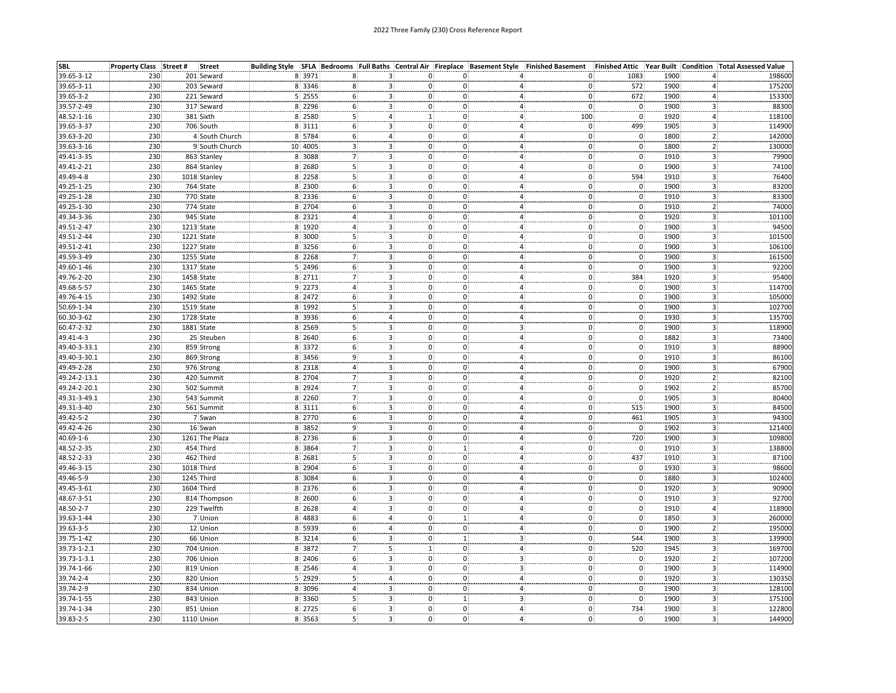# 2022 Three Family (230) Cross Reference Report

| SBL | Property Class | Street # | Street | Building Style | SFLA | Bedrooms | Full Baths | Central Air | Fireplace | Basement Style | Finished Basement | Finished Attic | Year Built | Condition | Total Assessed Value |
|---|---|---|---|---|---|---|---|---|---|---|---|---|---|---|---|
| 39.65-3-12 | 230 | 201 | Seward | 8 | 3971 | 8 | 3 | 0 | 0 | 4 | 0 | 1083 | 1900 | 4 | 198600 |
| 39.65-3-11 | 230 | 203 | Seward | 8 | 3346 | 8 | 3 | 0 | 0 | 4 | 0 | 572 | 1900 | 4 | 175200 |
| 39.65-3-2 | 230 | 221 | Seward | 5 | 2555 | 6 | 3 | 0 | 0 | 4 | 0 | 672 | 1900 | 4 | 153300 |
| 39.57-2-49 | 230 | 317 | Seward | 8 | 2296 | 6 | 3 | 0 | 0 | 4 | 0 | 0 | 1900 | 3 | 88300 |
| 48.52-1-16 | 230 | 381 | Sixth | 8 | 2580 | 5 | 4 | 1 | 0 | 4 | 100 | 0 | 1920 | 4 | 118100 |
| 39.65-3-37 | 230 | 706 | South | 8 | 3111 | 6 | 3 | 0 | 0 | 4 | 0 | 499 | 1905 | 3 | 114900 |
| 39.63-3-20 | 230 | 4 | South Church | 8 | 5784 | 6 | 4 | 0 | 0 | 4 | 0 | 0 | 1800 | 2 | 142000 |
| 39.63-3-16 | 230 | 9 | South Church | 10 | 4005 | 3 | 3 | 0 | 0 | 4 | 0 | 0 | 1800 | 2 | 130000 |
| 49.41-3-35 | 230 | 863 | Stanley | 8 | 3088 | 7 | 3 | 0 | 0 | 4 | 0 | 0 | 1910 | 3 | 79900 |
| 49.41-2-21 | 230 | 864 | Stanley | 8 | 2680 | 5 | 3 | 0 | 0 | 4 | 0 | 0 | 1900 | 3 | 74100 |
| 49.49-4-8 | 230 | 1018 | Stanley | 8 | 2258 | 5 | 3 | 0 | 0 | 4 | 0 | 594 | 1910 | 3 | 76400 |
| 49.25-1-25 | 230 | 764 | State | 8 | 2300 | 6 | 3 | 0 | 0 | 4 | 0 | 0 | 1900 | 3 | 83200 |
| 49.25-1-28 | 230 | 770 | State | 8 | 2336 | 6 | 3 | 0 | 0 | 4 | 0 | 0 | 1910 | 3 | 83300 |
| 49.25-1-30 | 230 | 774 | State | 8 | 2704 | 6 | 3 | 0 | 0 | 4 | 0 | 0 | 1910 | 2 | 74000 |
| 49.34-3-36 | 230 | 945 | State | 8 | 2321 | 4 | 3 | 0 | 0 | 4 | 0 | 0 | 1920 | 3 | 101100 |
| 49.51-2-47 | 230 | 1213 | State | 8 | 1920 | 4 | 3 | 0 | 0 | 4 | 0 | 0 | 1900 | 3 | 94500 |
| 49.51-2-44 | 230 | 1221 | State | 8 | 3000 | 5 | 3 | 0 | 0 | 4 | 0 | 0 | 1900 | 3 | 101500 |
| 49.51-2-41 | 230 | 1227 | State | 8 | 3256 | 6 | 3 | 0 | 0 | 4 | 0 | 0 | 1900 | 3 | 106100 |
| 49.59-3-49 | 230 | 1255 | State | 8 | 2268 | 7 | 3 | 0 | 0 | 4 | 0 | 0 | 1900 | 3 | 161500 |
| 49.60-1-46 | 230 | 1317 | State | 5 | 2496 | 6 | 3 | 0 | 0 | 4 | 0 | 0 | 1900 | 3 | 92200 |
| 49.76-2-20 | 230 | 1458 | State | 8 | 2711 | 7 | 3 | 0 | 0 | 4 | 0 | 384 | 1920 | 3 | 95400 |
| 49.68-5-57 | 230 | 1465 | State | 9 | 2273 | 4 | 3 | 0 | 0 | 4 | 0 | 0 | 1900 | 3 | 114700 |
| 49.76-4-15 | 230 | 1492 | State | 8 | 2472 | 6 | 3 | 0 | 0 | 4 | 0 | 0 | 1900 | 3 | 105000 |
| 50.69-1-34 | 230 | 1519 | State | 8 | 1992 | 5 | 3 | 0 | 0 | 4 | 0 | 0 | 1900 | 3 | 102700 |
| 60.30-3-62 | 230 | 1728 | State | 8 | 3936 | 6 | 4 | 0 | 0 | 4 | 0 | 0 | 1930 | 3 | 135700 |
| 60.47-2-32 | 230 | 1881 | State | 8 | 2569 | 5 | 3 | 0 | 0 | 3 | 0 | 0 | 1900 | 3 | 118900 |
| 49.41-4-3 | 230 | 25 | Steuben | 8 | 2640 | 6 | 3 | 0 | 0 | 4 | 0 | 0 | 1882 | 3 | 73400 |
| 49.40-3-33.1 | 230 | 859 | Strong | 8 | 3372 | 6 | 3 | 0 | 0 | 4 | 0 | 0 | 1910 | 3 | 88900 |
| 49.40-3-30.1 | 230 | 869 | Strong | 8 | 3456 | 9 | 3 | 0 | 0 | 4 | 0 | 0 | 1910 | 3 | 86100 |
| 49.49-2-28 | 230 | 976 | Strong | 8 | 2318 | 4 | 3 | 0 | 0 | 4 | 0 | 0 | 1900 | 3 | 67900 |
| 49.24-2-13.1 | 230 | 420 | Summit | 8 | 2704 | 7 | 3 | 0 | 0 | 4 | 0 | 0 | 1920 | 2 | 82100 |
| 49.24-2-20.1 | 230 | 502 | Summit | 8 | 2924 | 7 | 3 | 0 | 0 | 4 | 0 | 0 | 1902 | 2 | 85700 |
| 49.31-3-49.1 | 230 | 543 | Summit | 8 | 2260 | 7 | 3 | 0 | 0 | 4 | 0 | 0 | 1905 | 3 | 80400 |
| 49.31-3-40 | 230 | 561 | Summit | 8 | 3111 | 6 | 3 | 0 | 0 | 4 | 0 | 515 | 1900 | 3 | 84500 |
| 49.42-5-2 | 230 | 7 | Swan | 8 | 2770 | 6 | 3 | 0 | 0 | 4 | 0 | 461 | 1905 | 3 | 94300 |
| 49.42-4-26 | 230 | 16 | Swan | 8 | 3852 | 9 | 3 | 0 | 0 | 4 | 0 | 0 | 1902 | 3 | 121400 |
| 40.69-1-6 | 230 | 1261 | The Plaza | 8 | 2736 | 6 | 3 | 0 | 0 | 4 | 0 | 720 | 1900 | 3 | 109800 |
| 48.52-2-35 | 230 | 454 | Third | 8 | 3864 | 7 | 3 | 0 | 1 | 4 | 0 | 0 | 1910 | 3 | 138800 |
| 48.52-2-33 | 230 | 462 | Third | 8 | 2681 | 5 | 3 | 0 | 0 | 4 | 0 | 437 | 1910 | 3 | 87100 |
| 49.46-3-15 | 230 | 1018 | Third | 8 | 2904 | 6 | 3 | 0 | 0 | 4 | 0 | 0 | 1930 | 3 | 98600 |
| 49.46-5-9 | 230 | 1245 | Third | 8 | 3084 | 6 | 3 | 0 | 0 | 4 | 0 | 0 | 1880 | 3 | 102400 |
| 49.45-3-61 | 230 | 1604 | Third | 8 | 2376 | 6 | 3 | 0 | 0 | 4 | 0 | 0 | 1920 | 3 | 90900 |
| 48.67-3-51 | 230 | 814 | Thompson | 8 | 2600 | 6 | 3 | 0 | 0 | 4 | 0 | 0 | 1910 | 3 | 92700 |
| 48.50-2-7 | 230 | 229 | Twelfth | 8 | 2628 | 4 | 3 | 0 | 0 | 4 | 0 | 0 | 1910 | 4 | 118900 |
| 39.63-1-44 | 230 | 7 | Union | 8 | 4883 | 6 | 4 | 0 | 1 | 4 | 0 | 0 | 1850 | 3 | 260000 |
| 39.63-3-5 | 230 | 12 | Union | 8 | 5939 | 6 | 4 | 0 | 0 | 4 | 0 | 0 | 1900 | 2 | 195000 |
| 39.75-1-42 | 230 | 66 | Union | 8 | 3214 | 6 | 3 | 0 | 1 | 3 | 0 | 544 | 1900 | 3 | 139900 |
| 39.73-1-2.1 | 230 | 704 | Union | 8 | 3872 | 7 | 5 | 1 | 0 | 4 | 0 | 520 | 1945 | 3 | 169700 |
| 39.73-1-3.1 | 230 | 706 | Union | 8 | 2406 | 6 | 3 | 0 | 0 | 3 | 0 | 0 | 1920 | 2 | 107200 |
| 39.74-1-66 | 230 | 819 | Union | 8 | 2546 | 4 | 3 | 0 | 0 | 3 | 0 | 0 | 1900 | 3 | 114900 |
| 39.74-2-4 | 230 | 820 | Union | 5 | 2929 | 5 | 4 | 0 | 0 | 4 | 0 | 0 | 1920 | 3 | 130350 |
| 39.74-2-9 | 230 | 834 | Union | 8 | 3096 | 4 | 3 | 0 | 0 | 4 | 0 | 0 | 1900 | 3 | 128100 |
| 39.74-1-55 | 230 | 843 | Union | 8 | 3360 | 5 | 3 | 0 | 1 | 3 | 0 | 0 | 1900 | 3 | 175100 |
| 39.74-1-34 | 230 | 851 | Union | 8 | 2725 | 6 | 3 | 0 | 0 | 4 | 0 | 734 | 1900 | 3 | 122800 |
| 39.83-2-5 | 230 | 1110 | Union | 8 | 3563 | 5 | 3 | 0 | 0 | 4 | 0 | 0 | 1900 | 3 | 144900 |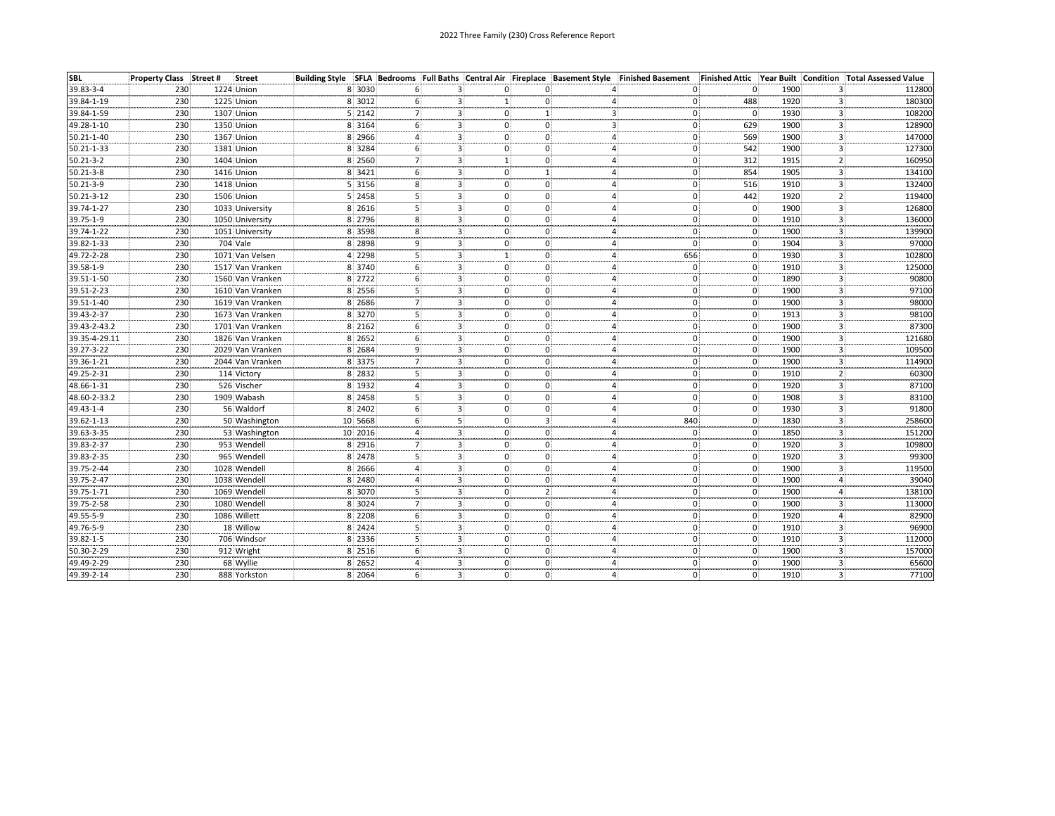2022 Three Family (230) Cross Reference Report

| SBL | Property Class | Street # | Street | Building Style | SFLA | Bedrooms | Full Baths | Central Air | Fireplace | Basement Style | Finished Basement | Finished Attic | Year Built | Condition | Total Assessed Value |
|---|---|---|---|---|---|---|---|---|---|---|---|---|---|---|---|
| 39.83-3-4 | 230 | 1224 | Union | 8 | 3030 | 6 | 3 | 0 | 0 | 4 | 0 | 0 | 1900 | 3 | 112800 |
| 39.84-1-19 | 230 | 1225 | Union | 8 | 3012 | 6 | 3 | 1 | 0 | 4 | 0 | 488 | 1920 | 3 | 180300 |
| 39.84-1-59 | 230 | 1307 | Union | 5 | 2142 | 7 | 3 | 0 | 1 | 3 | 0 | 0 | 1930 | 3 | 108200 |
| 49.28-1-10 | 230 | 1350 | Union | 8 | 3164 | 6 | 3 | 0 | 0 | 3 | 0 | 629 | 1900 | 3 | 128900 |
| 50.21-1-40 | 230 | 1367 | Union | 8 | 2966 | 4 | 3 | 0 | 0 | 4 | 0 | 569 | 1900 | 3 | 147000 |
| 50.21-1-33 | 230 | 1381 | Union | 8 | 3284 | 6 | 3 | 0 | 0 | 4 | 0 | 542 | 1900 | 3 | 127300 |
| 50.21-3-2 | 230 | 1404 | Union | 8 | 2560 | 7 | 3 | 1 | 0 | 4 | 0 | 312 | 1915 | 2 | 160950 |
| 50.21-3-8 | 230 | 1416 | Union | 8 | 3421 | 6 | 3 | 0 | 1 | 4 | 0 | 854 | 1905 | 3 | 134100 |
| 50.21-3-9 | 230 | 1418 | Union | 5 | 3156 | 8 | 3 | 0 | 0 | 4 | 0 | 516 | 1910 | 3 | 132400 |
| 50.21-3-12 | 230 | 1506 | Union | 5 | 2458 | 5 | 3 | 0 | 0 | 4 | 0 | 442 | 1920 | 2 | 119400 |
| 39.74-1-27 | 230 | 1033 | University | 8 | 2616 | 5 | 3 | 0 | 0 | 4 | 0 | 0 | 1900 | 3 | 126800 |
| 39.75-1-9 | 230 | 1050 | University | 8 | 2796 | 8 | 3 | 0 | 0 | 4 | 0 | 0 | 1910 | 3 | 136000 |
| 39.74-1-22 | 230 | 1051 | University | 8 | 3598 | 8 | 3 | 0 | 0 | 4 | 0 | 0 | 1900 | 3 | 139900 |
| 39.82-1-33 | 230 | 704 | Vale | 8 | 2898 | 9 | 3 | 0 | 0 | 4 | 0 | 0 | 1904 | 3 | 97000 |
| 49.72-2-28 | 230 | 1071 | Van Velsen | 4 | 2298 | 5 | 3 | 1 | 0 | 4 | 656 | 0 | 1930 | 3 | 102800 |
| 39.58-1-9 | 230 | 1517 | Van Vranken | 8 | 3740 | 6 | 3 | 0 | 0 | 4 | 0 | 0 | 1910 | 3 | 125000 |
| 39.51-1-50 | 230 | 1560 | Van Vranken | 8 | 2722 | 6 | 3 | 0 | 0 | 4 | 0 | 0 | 1890 | 3 | 90800 |
| 39.51-2-23 | 230 | 1610 | Van Vranken | 8 | 2556 | 5 | 3 | 0 | 0 | 4 | 0 | 0 | 1900 | 3 | 97100 |
| 39.51-1-40 | 230 | 1619 | Van Vranken | 8 | 2686 | 7 | 3 | 0 | 0 | 4 | 0 | 0 | 1900 | 3 | 98000 |
| 39.43-2-37 | 230 | 1673 | Van Vranken | 8 | 3270 | 5 | 3 | 0 | 0 | 4 | 0 | 0 | 1913 | 3 | 98100 |
| 39.43-2-43.2 | 230 | 1701 | Van Vranken | 8 | 2162 | 6 | 3 | 0 | 0 | 4 | 0 | 0 | 1900 | 3 | 87300 |
| 39.35-4-29.11 | 230 | 1826 | Van Vranken | 8 | 2652 | 6 | 3 | 0 | 0 | 4 | 0 | 0 | 1900 | 3 | 121680 |
| 39.27-3-22 | 230 | 2029 | Van Vranken | 8 | 2684 | 9 | 3 | 0 | 0 | 4 | 0 | 0 | 1900 | 3 | 109500 |
| 39.36-1-21 | 230 | 2044 | Van Vranken | 8 | 3375 | 7 | 3 | 0 | 0 | 4 | 0 | 0 | 1900 | 3 | 114900 |
| 49.25-2-31 | 230 | 114 | Victory | 8 | 2832 | 5 | 3 | 0 | 0 | 4 | 0 | 0 | 1910 | 2 | 60300 |
| 48.66-1-31 | 230 | 526 | Vischer | 8 | 1932 | 4 | 3 | 0 | 0 | 4 | 0 | 0 | 1920 | 3 | 87100 |
| 48.60-2-33.2 | 230 | 1909 | Wabash | 8 | 2458 | 5 | 3 | 0 | 0 | 4 | 0 | 0 | 1908 | 3 | 83100 |
| 49.43-1-4 | 230 | 56 | Waldorf | 8 | 2402 | 6 | 3 | 0 | 0 | 4 | 0 | 0 | 1930 | 3 | 91800 |
| 39.62-1-13 | 230 | 50 | Washington | 10 | 5668 | 6 | 5 | 0 | 3 | 4 | 840 | 0 | 1830 | 3 | 258600 |
| 39.63-3-35 | 230 | 53 | Washington | 10 | 2016 | 4 | 3 | 0 | 0 | 4 | 0 | 0 | 1850 | 3 | 151200 |
| 39.83-2-37 | 230 | 953 | Wendell | 8 | 2916 | 7 | 3 | 0 | 0 | 4 | 0 | 0 | 1920 | 3 | 109800 |
| 39.83-2-35 | 230 | 965 | Wendell | 8 | 2478 | 5 | 3 | 0 | 0 | 4 | 0 | 0 | 1920 | 3 | 99300 |
| 39.75-2-44 | 230 | 1028 | Wendell | 8 | 2666 | 4 | 3 | 0 | 0 | 4 | 0 | 0 | 1900 | 3 | 119500 |
| 39.75-2-47 | 230 | 1038 | Wendell | 8 | 2480 | 4 | 3 | 0 | 0 | 4 | 0 | 0 | 1900 | 4 | 39040 |
| 39.75-1-71 | 230 | 1069 | Wendell | 8 | 3070 | 5 | 3 | 0 | 2 | 4 | 0 | 0 | 1900 | 4 | 138100 |
| 39.75-2-58 | 230 | 1080 | Wendell | 8 | 3024 | 7 | 3 | 0 | 0 | 4 | 0 | 0 | 1900 | 3 | 113000 |
| 49.55-5-9 | 230 | 1086 | Willett | 8 | 2208 | 6 | 3 | 0 | 0 | 4 | 0 | 0 | 1920 | 4 | 82900 |
| 49.76-5-9 | 230 | 18 | Willow | 8 | 2424 | 5 | 3 | 0 | 0 | 4 | 0 | 0 | 1910 | 3 | 96900 |
| 39.82-1-5 | 230 | 706 | Windsor | 8 | 2336 | 5 | 3 | 0 | 0 | 4 | 0 | 0 | 1910 | 3 | 112000 |
| 50.30-2-29 | 230 | 912 | Wright | 8 | 2516 | 6 | 3 | 0 | 0 | 4 | 0 | 0 | 1900 | 3 | 157000 |
| 49.49-2-29 | 230 | 68 | Wyllie | 8 | 2652 | 4 | 3 | 0 | 0 | 4 | 0 | 0 | 1900 | 3 | 65600 |
| 49.39-2-14 | 230 | 888 | Yorkston | 8 | 2064 | 6 | 3 | 0 | 0 | 4 | 0 | 0 | 1910 | 3 | 77100 |